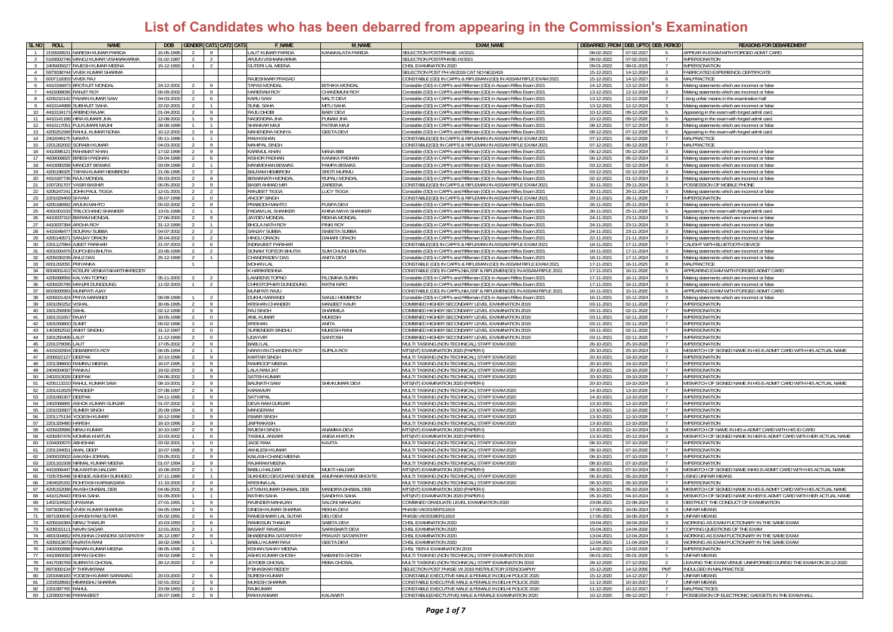# List of Candidates who has been debarred from appearing in the Commission's Examination

| SL NO | ROLL | NAME | DOB | GENDER | CAT1 | CAT2 | CAT3 | F_NAME | M_NAME | EXAM_NAME | DEBARRED_FROM | DEB_UPTO | DEB_PERIOD | REASONS FOR DEBAREDMENT |
|---|---|---|---|---|---|---|---|---|---|---|---|---|---|---|
| 1 | 2193028531 | NARESH KUMAR PARIDA | 15-05-1995 | 2 | 9 | | | LALIT KUMAR PARIDA | KANAKALATA PARIDA | SELECTION POST/PHASE -IX/2021 | 08-02-2022 | 07-02-2027 | 5 | APPEAR IN EXAM WITH FORGED ADMIT CARD |
| 2 | 5193002746 | MANOJ KUMAR VISHWAKARMA | 01-02-1987 | 2 | 9 | | | ARJUN VISHWAKARMA | | SELECTION POST/PHASE-IX/2021 | 08-02-2022 | 07-02-2029 | 7 | IMPERSONATION |
| 3 | 2405605627 | RAJESH KUMAR MEENA | 15-12-1993 | 1 | 2 | | | GUTERI LAL MEENA | | CHSL EXAMINATION 2020 | 09-01-2022 | 08-01-2029 | 7 | IMPERSONATION |
| 4 | 5973038744 | VIVEK KUMAR SHARMA | | | | | | | | SELECTION POST PH-VII/2019 CAT NO NE10419 | 15-12-2021 | 14-12-2024 | 3 | FABRICATED EXPERIENCE CERTIFICATE |
| 5 | 6007118303 | VIVEK RAJ | | | | | | RAJESHWAR PRASAD | | CONSTABLE (GD) IN CAPFs & RIFLEMAN (GD) IN ASSAM RIFLE EXAM 2021 | 15-12-2021 | 14-12-2027 | 6 | MALPRACTICE |
| 6 | 4410156873 | BROTAJIT MONDAL | 24-12-2001 | 2 | 9 | | | TAPAS MONDAL | BITHIKA MONDAL | Constable (GD) in CAPFs and Rifleman (GD) in Assam Rifles Exam 2021 | 14-12-2021 | 13-12-2024 | 3 | Making statements which are incorrect or false |
| 7 | 4415068096 | RANJIT ROY | 06-09-2002 | 2 | 9 | | | HARERAM ROY | CHANDMUNI ROY | Constable (GD) in CAPFs and Rifleman (GD) in Assam Rifles Exam 2021 | 13-12-2021 | 12-12-2024 | 3 | Making statements which are incorrect or false |
| 8 | 4205210142 | PAWAN KUMAR SAW | 04-03-2000 | 2 | 6 | | | KARU SAW | MALTI DEVI | Constable (GD) in CAPFs and Rifleman (GD) in Assam Rifles Exam 2021 | 13-12-2021 | 12-12-2028 | 7 | Using unfair means in the examination hall |
| 9 | 4410144968 | SUBHAJIT SAHA | 22-02-2001 | 2 | 1 | | | SUNIL SAHA | MITU SAHA | Constable (GD) in CAPFs and Rifleman (GD) in Assam Rifles Exam 2021 | 13-12-2021 | 12-12-2024 | 3 | Making statements which are incorrect or false |
| 10 | 4410134173 | ARBIND RAJAK | 01-04-2001 | 2 | 9 | | | RAJU DHOBI | BABY DEVI | Constable (GD) in CAPFs and Rifleman (GD) in Assam Rifles Exam 2021 | 10-12-2021 | 09-12-2026 | 5 | Appearing in the exam with forged admit card. |
| 11 | 4410141188 | HIRA KUMARI JHA | 12-08-2002 | 1 | 9 | | | NAGENDRA JHA | PUNAM JHA | Constable (GD) in CAPFs and Rifleman (GD) in Assam Rifles Exam 2021 | 10-12-2021 | 09-12-2026 | 5 | Appearing in the exam with forged admit card. |
| 12 | 4410117051 | FULKUMARI MAJHI | 08-08-1999 | 1 | 1 | | | SHANKAR MAJI | PATIMA MAJI | Constable (GD) in CAPFs and Rifleman (GD) in Assam Rifles Exam 2021 | 08-12-2021 | 07-12-2024 | 3 | Making statements which are incorrect or false |
| 13 | 4205251589 | RAHUL KUMAR NONIA | 10-12-2000 | 2 | 9 | | | MAHENDRA NONIYA | GEETA DEVI | Constable (GD) in CAPFs and Rifleman (GD) in Assam Rifles Exam 2021 | 08-12-2021 | 07-12-2026 | 5 | Appearing in the exam with forged admit card. |
| 14 | 2402049175 | MAMTA | 05-11-1998 | 1 | 1 | | | RAM KISHAN | | CONSTABLE(GD) IN CAPFS & RIFLEMAN IN ASSAM RIFLE EXAM 2021 | 07-12-2021 | 06-12-2028 | 7 | MALPRACTICE |
| 15 | 2201262002 | SORABH KUMAR | 04-03-2002 | 2 | 9 | | | MAHIPAL SINGH | | CONSTABLE(GD) IN CAPFS & RIFLEMAN IN ASSAM RIFLE EXAM 2021 | 07-12-2021 | 06-12-2028 | 7 | MALPRACTICE |
| 16 | 4410096121 | RAHAMAT KHAN | 17-02-1999 | 2 | 9 | | | KARIMUL KHAN | MANA BIBI | Constable (GD) in CAPFs and Rifleman (GD) in Assam Rifles Exam 2021 | 06-12-2021 | 05-12-2024 | 3 | Making statements which are incorrect or false |
| 17 | 4608008826 | BIRESH PADHAN | 03-04-1999 | 2 | 6 | | | KISHOR PADHAN | KANAKA PADHAN | Constable (GD) in CAPFs and Rifleman (GD) in Assam Rifles Exam 2021 | 06-12-2021 | 05-12-2024 | 3 | Making statements which are incorrect or false |
| 18 | 4410090298 | MANOJIT BISWAS | 03-09-1999 | 2 | 1 | | | MANIMOHAN BISWAS | PAMPA BISWAS | Constable (GD) in CAPFs and Rifleman (GD) in Assam Rifles Exam 2021 | 03-12-2021 | 02-12-2024 | 3 | Making statements which are incorrect or false |
| 19 | 4205198325 | TAPAN KUMAR HEMBROM | 21-06-1995 | 2 | 2 | | | BALRAM HEMBROM | SROTI MURMU | Constable (GD) in CAPFs and Rifleman (GD) in Assam Rifles Exam 2021 | 03-12-2021 | 02-12-2024 | 3 | Making statements which are incorrect or false |
| 20 | 4410187736 | RAJU MONDAL | 05-03-2003 | 2 | 9 | | | BISWANATH MONDAL | RUPALI MONDAL | Constable (GD) in CAPFs and Rifleman (GD) in Assam Rifles Exam 2021 | 02-12-2021 | 01-12-2024 | 3 | Making statements which are incorrect or false |
| 21 | 1007201707 | YASIR BASHIR | 06-05-2002 | 2 | 9 | | | BASIR AHMAD MIR | ZAREENA | CONSTABLE(GD) IN CAPFS & RIFLEMAN IN ASSAM RIFLE EXAM 2021 | 30-11-2021 | 29-11-2024 | 3 | POSSESSION OF MOBILE PHONE |
| 22 | 4205247241 | JOHN PAUL TIGGA | 12-01-2001 | 2 | 2 | | | RANJEET TIGGA | LUCY TIGGA | Constable (GD) in CAPFs and Rifleman (GD) in Assam Rifles Exam 2021 | 30-11-2021 | 29-11-2024 | 3 | Making statements which are incorrect or false |
| 23 | 2201029409 | SHYAM | 05-07-1998 | 2 | 0 | | | ANOOP SINGH | | CONSTABLE(GD) IN CAPFS & RIFLEMAN IN ASSAM RIFLE EXAM 2021 | 29-11-2021 | 28-11-2028 | 7 | IMPERSONATION |
| 24 | 4205186992 | ARJUN MAHTO | 05-02-2002 | 2 | 9 | | | PRABODH MAHTO | PUSPA DEVI | Constable (GD) in CAPFs and Rifleman (GD) in Assam Rifles Exam 2021 | 26-11-2021 | 25-11-2024 | 3 | Making statements which are incorrect or false |
| 25 | 4001001533 | TRILOCHAND SHANKER | 13-01-1998 | 2 | 1 | | | PADAM LAL SHANKER | KHINA MAYA SHANKER | Constable (GD) in CAPFs and Rifleman (GD) in Assam Rifles Exam 2021 | 26-11-2021 | 25-11-2026 | 5 | Appearing in the exam with forged admit card. |
| 26 | 4410037310 | BIKRAM MONDAL | 27-06-2000 | 2 | 9 | | | JAYDEV MONDAL | REKHA MONDAL | Constable (GD) in CAPFs and Rifleman (GD) in Assam Rifles Exam 2021 | 24-11-2021 | 23-11-2024 | 3 | Making statements which are incorrect or false |
| 27 | 4410107394 | ARGHA ROY | 31-12-1999 | 2 | 1 | | | BHOLA NATH ROY | RINKI ROY | Constable (GD) in CAPFs and Rifleman (GD) in Assam Rifles Exam 2021 | 24-11-2021 | 23-11-2024 | 3 | Making statements which are incorrect or false |
| 28 | 4415048477 | SOURAV SUBBA | 04-07-2002 | 2 | 2 | | | SANJAY SUBBA | SWEETA SUBBA | Constable (GD) in CAPFs and Rifleman (GD) in Assam Rifles Exam 2021 | 24-11-2021 | 23-11-2024 | 3 | Making statements which are incorrect or false |
| 29 | 4205140571 | SANJAY ORAON | 26-04-2002 | 2 | 2 | | | HINGU ORAON | DAHARI ORAON | Constable (GD) in CAPFs and Rifleman (GD) in Assam Rifles Exam 2021 | 22-11-2021 | 21-11-2024 | 3 | Making statements which are incorrect or false |
| 30 | 2201127884 | AJEET PARIHAR | 21-07-2003 | 2 | 6 | | | INDRAJEET PARIHAR | | CONSTABLE(GD) IN CAPFS & RIFLEMAN IN ASSAM RIFLE EXAM 2021 | 18-11-2021 | 17-11-2028 | 7 | CAUGHT WITH BLUETOOTH DEVICE |
| 31 | 4001000476 | DUPCHEN BHUTIA | 23-06-1999 | 2 | 2 | | | SONAM TOPZOR BHUTIA | SUM CHUNG BHUTIA | Constable (GD) in CAPFs and Rifleman (GD) in Assam Rifles Exam 2021 | 18-11-2021 | 17-11-2024 | 3 | Making statements which are incorrect or false |
| 32 | 4205030239 | ANUJ DAS | 25-12-1999 | 2 | 1 | | | CHANDRADEV DAS | ANITA DEVI | Constable (GD) in CAPFs and Rifleman (GD) in Assam Rifles Exam 2021 | 18-11-2021 | 17-11-2024 | 3 | Making statements which are incorrect or false |
| 33 | 6001202055 | PRIYANKA | | 1 | | | | MOHAN LAL | | CONSTABLE (GD) IN CAPFs & RIFLEMAN (GD) IN ASSAM RIFLE EXAM 2021 | 17-11-2021 | 16-11-2025 | 8 | MALPRACTICE |
| 34 | 8004001412 | KOSURI VENKATAKARTHIKREDDY | | | | | | K HARIKRISHNA | | CONSTABLE (GD) IN CAPFs,NIA,SSF & RIFLEMEN(GD) IN ASSAM RIFLE 2021 | 17-11-2021 | 16-11-2026 | 5 | APPEARING EXAM WITH FORGED ADMIT CARD |
| 35 | 4205068956 | KALYAN TOPNO | 05-11-2000 | 2 | 2 | | | LAWRENS TOPNO | FILOMINA SURIN | Constable (GD) in CAPFs and Rifleman (GD) in Assam Rifles Exam 2021 | 17-11-2021 | 16-11-2024 | 3 | Making statements which are incorrect or false |
| 36 | 4205025799 | MANJRI DUNGDUNG | 11-02-2003 | 1 | 2 | | | CHRISTOPHER DUNGDUNG | RATNI KIRO | Constable (GD) in CAPFs and Rifleman (GD) in Assam Rifles Exam 2021 | 17-11-2021 | 16-11-2024 | 3 | Making statements which are incorrect or false |
| 37 | 8003000993 | MUNIPATI AJAY | | | | | | MUNIPATI RAJU | | CONSTABLE (GD) IN CAPFs,NIA,SSF & RIFLEMEN(GD) IN ASSAM RIFLE 2021 | 16-11-2021 | 15-11-2026 | 5 | APPEARING EXAM WITH FORGED ADMIT CARD |
| 38 | 4205021424 | PRIYA MARANDI | 08-08-1999 | 1 | 2 | | | DUKHU MARANDI | SANJLI HEMBROM | Constable (GD) in CAPFs and Rifleman (GD) in Assam Rifles Exam 2021 | 16-11-2021 | 15-11-2024 | 3 | Making statements which are incorrect or false |
| 39 | 1601050252 | VISHAL | 30-06-1995 | 2 | 9 | | | KRISHAN CHANDER | MANJEET KAUR | COMBINED HIGHER SECONDARY LEVEL EXAMINATION 2019 | 03-11-2021 | 02-11-2028 | 7 | IMPERSONATION |
| 40 | 1601256908 | SAHIL | 02-12-1998 | 2 | 9 | | | RAJ SINGH | SHARMILA | COMBINED HIGHER SECONDARY LEVEL EXAMINATION 2019 | 03-11-2021 | 02-11-2028 | 7 | IMPERSONATION |
| 41 | 1601151657 | RAJAT | 18-05-1998 | 2 | 0 | | | ANIL KUMAR | MUKESH | COMBINED HIGHER SECONDARY LEVEL EXAMINATION 2019 | 03-11-2021 | 02-11-2028 | 7 | IMPERSONATION |
| 42 | 1601059800 | SUMIT | 06-02-1996 | 2 | 0 | | | KRISHAN | ANITA | COMBINED HIGHER SECONDARY LEVEL EXAMINATION 2019 | 03-11-2021 | 02-11-2028 | 7 | IMPERSONATION |
| 43 | 1403052532 | ANKIT SINDHU | 31-12-1997 | 2 | 0 | | | SURIENDER SINDHU | MUKESH RANI | COMBINED HIGHER SECONDARY LEVEL EXAMINATION 2019 | 03-11-2021 | 02-11-2028 | 7 | IMPERSONATION |
| 44 | 1601250408 | LALIT | 11-12-1999 | 2 | 0 | | | UDAYVIR | SANTOSH | COMBINED HIGHER SECONDARY LEVEL EXAMINATION 2019 | 03-11-2021 | 02-11-2028 | 7 | IMPERSONATION |
| 45 | 2201379096 | LALIT | 17-05-2002 | 2 | 9 | | | BABU LAL | | MULTI TASKING (NON-TECHNICAL) STAFF EXAM 2020 | 26-10-2021 | 25-10-2028 | 7 | IMPERSONATION |
| 46 | 4415032904 | DEBABRATA ROY | 06-05-1994 | 2 | 1 | | | NARAYAN CHANDRA ROY | SUPILA ROY | MTS(NT) EXAMINATION 2020 (PAPER-I) | 26-10-2021 | 25-10-2024 | 3 | MISMATCH OF SIGNED NAME IN HIS E-ADMIT CARD WITH HIS ACTUAL NAME |
| 47 | 2006022127 | DEEPAK | 10-10-1998 | 2 | 9 | | | KARTAR SINGH | | MULTI TASKING (NON-TECHNICAL) STAFF EXAM 2020 | 20-10-2021 | 19-10-2028 | 7 | IMPERSONATION |
| 48 | 2201386600 | RAMRAJ MEENA | 16-07-1995 | 2 | 9 | | | RAMROOP MEENA | | MULTI TASKING (NON-TECHNICAL) STAFF EXAM 2020 | 20-10-2021 | 19-10-2028 | 7 | IMPERSONATION |
| 49 | 2404004097 | PANKAJ | 19-02-2000 | 2 | 9 | | | LALA RAM JAT | | MULTI TASKING (NON-TECHNICAL) STAFF EXAM 2020 | 20-10-2021 | 19-10-2028 | 7 | IMPERSONATION |
| 50 | 2402019326 | DEEPAK | 04-06-2002 | 2 | 9 | | | SATISH KUMAR | | MULTI TASKING (NON-TECHNICAL) STAFF EXAM 2020 | 20-10-2021 | 19-10-2028 | 7 | IMPERSONATION |
| 51 | 4205113210 | RAHUL KUMAR SAW | 08-10-2001 | 2 | 9 | | | BAIJNATH SAW | SHIVKUMARI DEVI | MTS(NT) EXAMINATION 2020 (PAPER-I) | 20-10-2021 | 19-10-2024 | 3 | MISMATCH OF SIGNED NAME IN HIS E-ADMIT CARD WITH HIS ACTUAL NAME |
| 52 | 2201412629 | PRADEEP | 07-08-1997 | 2 | 9 | | | KARAMVIR | | MULTI TASKING (NON-TECHNICAL) STAFF EXAM 2020 | 14-10-2021 | 13-10-2028 | 7 | IMPERSONATION |
| 53 | 2201065307 | DEEPAK | 04-11-1995 | 2 | 9 | | | SATYAPAL | | MULTI TASKING (NON-TECHNICAL) STAFF EXAM 2020 | 14-10-2021 | 13-10-2028 | 7 | IMPERSONATION |
| 54 | 2402068865 | ASHOK KUMAR GURJAR | 01-07-2002 | 2 | 9 | | | DEVA RAM GURJAR | | MULTI TASKING (NON-TECHNICAL) STAFF EXAM 2020 | 13-10-2021 | 12-10-2028 | 7 | IMPERSONATION |
| 55 | 2201033907 | SUMER SINGH | 25-09-1994 | 2 | 9 | | | MANGERAM | | MULTI TASKING (NON-TECHNICAL) STAFF EXAM 2020 | 13-10-2021 | 12-10-2028 | 7 | IMPERSONATION |
| 56 | 2201175134 | YOGESH KUMAR | 16-12-1998 | 2 | 9 | | | SWARAJ SINGH | | MULTI TASKING (NON-TECHNICAL) STAFF EXAM 2020 | 13-10-2021 | 12-10-2028 | 7 | IMPERSONATION |
| 57 | 2201329480 | HARISH | 16-10-1996 | 2 | 9 | | | JAIPRAKASH | | MULTI TASKING (NON-TECHNICAL) STAFF EXAM 2020 | 13-10-2021 | 12-10-2028 | 7 | IMPERSONATION |
| 58 | 4205029996 | NIRAJ KUMAR | 10-10-1997 | 2 | 9 | | | RAJESH SINGH | ANAMIKA DEVI | MTS(NT) EXAMINATION 2020 (PAPER-I) | 13-10-2021 | 12-10-2024 | 3 | MISMATCH OF NAME IN HIS e-ADMIT CARD WITH HIS ID CARD |
| 59 | 4205057476 | MOMINA KHATUN | 22-03-2002 | 1 | 6 | | | TASMUL ANSARI | ANISA KHATUN | MTS(NT) EXAMINATION 2020 (PAPER-I) | 13-10-2021 | 20-12-2024 | 3 | MISMATCH OF SIGNED NAME IN HER E-ADMIT CARD WITH HER ACTUAL NAME |
| 60 | 1004000570 | ABHISHAK | 03-02-2001 | 1 | 0 | | | JAGE RAM | KAVITA | MULTI TASKING (NON-TECHNICAL) STAFF EXAM 2019 | 08-10-2021 | 07-10-2028 | 7 | IMPERSONATION |
| 61 | 2201194051 | AMAL DEEP | 10-07-1995 | 2 | 9 | | | AKHILESH KUMAR | | MULTI TASKING (NON-TECHNICAL) STAFF EXAM 2020 | 08-10-2021 | 07-10-2028 | 7 | IMPERSONATION |
| 62 | 2405033502 | AAKASH JORWAL | 03-05-2001 | 2 | 9 | | | KAILASH CHAND MEENA | | MULTI TASKING (NON-TECHNICAL) STAFF EXAM 2020 | 08-10-2021 | 07-10-2028 | 7 | IMPERSONATION |
| 63 | 2201161508 | NIRMAL KUMAR MEENA | 01-07-1994 | 2 | 9 | | | RAJARAM MEENA | | MULTI TASKING (NON-TECHNICAL) STAFF EXAM 2020 | 08-10-2021 | 07-10-2028 | 7 | IMPERSONATION |
| 64 | 4415006447 | NILKANTHA HALDAR | 15-06-2000 | 2 | 1 | | | BABLU HALDAR | MUKTI HALDAR | MTS(NT) EXAMINATION 2020 (PAPER-I) | 08-10-2021 | 07-10-2024 | 3 | MISMATCH OF SIGNED NAME INHIS E-ADMIT CARD WITH HIS ACTUAL NAME |
| 65 | 7205705448 | SHENDE ASHISH SUKHDEO | 27-11-1989 | 2 | 1 | | | SUKHDEO DEVCHAND SHENDE | ANUPAMA RAMJI BHOVTE | MULTI TASKING (NON-TECHNICAL) STAFF EXAM 2020 | 06-10-2021 | 05-10-2028 | 7 | USING UNFAIR MEANS |
| 66 | 2404025332 | ROHITASH KARWASARA | 11-10-2000 | 2 | 9 | | | KRISHNA LAL | | MULTI TASKING (NON-TECHNICAL) STAFF EXAM 2020 | 06-10-2021 | 05-10-2028 | 7 | IMPERSONATION |
| 67 | 4205152088 | AKASH DHABAL DEB | 04-06-2001 | 2 | 9 | | | UTTAM KUMAR DHABAL DEB | MANDIRA DHABAL DEB | MTS(NT) EXAMINATION 2020 (PAPER-I) | 06-10-2021 | 05-10-2024 | 3 | MISMATCH OF SIGNED NAME IN HIS E-ADMIT CARD WITH HIS ACTUAL NAME |
| 68 | 4410129443 | RISHA SAHA | 01-09-2000 | 1 | 1 | | | RATHIN SAHA | SANDHYA SAHA | MTS(NT) EXAMINATION 2020 (PAPER-I) | 05-10-2021 | 04-10-2024 | 3 | MISMATCH OF SIGNED NAME IN HER E-ADMIT CARD WITH HER ACTUAL NAME |
| 69 | 1402104922 | UPASANA | 27-01-1991 | 1 | 9 | | | RAJINDER MAHAJAN | SALONI MAHAJAN | COMBINED GRADUATE LEVEL EXAMINATION 2020 | 23-08-2021 | 22-08-2024 | 3 | OBSTRUCT THE CONDUCT OF EXAMINATION |
| 70 | 5973038744 | VIVEK KUMAR SHARMA | 04-05-1994 | 2 | 9 | | | DINESH KUMAR SHARMA | REKHA DEVI | PHASE-VII/2019/ER11819 | 17-06-2021 | 16-06-2024 | 3 | UNFAIR MEANS |
| 71 | 9971000645 | GHANSHYAM SUTAR | 05-02-1991 | 2 | 6 | | | RAMESHWAR LAL SUTAR | DELI DEVI | PHASE-VII/2019/ER11819 | 17-06-2021 | 16-06-2024 | 3 | UNFAIR MEANS |
| 72 | 4205016384 | NIRAJ THAKUR | 15-03-1993 | 2 | 6 | | | RAMKISUN THAKUR | SABITA DEVI | CHSL EXAMINATION 2020 | 19-04-2021 | 18-04-2024 | 3 | WORKING AS EXAM FUCTIONARY IN THE SAME EXAM |
| 73 | 4205015111 | NAVIN SAGAR | 12-01-2001 | 2 | 1 | | | BASANT RAVIDAS | SARASWATI DEVI | CHSL EXAMINATION 2020 | 15-04-2021 | 14-04-2028 | 7 | COPYING QUESTIONS OF THE EXAM |
| 74 | 4601004662 | KRUSHNA CHANDRA SATAPATHY | 26-12-1997 | 2 | 9 | | | BHABENDRA SATAPATHY | PRAVATI SATAPATHY | CHSL EXAMINATION 2020 | 13-04-2021 | 12-04-2024 | 3 | WORKING AS EXAM FUCTIONARY IN THE SAME EXAM |
| 75 | 4205013673 | ANANTA RANI | 18-02-1999 | 1 | 1 | | | BABLU KUMAR RAVI | GEETA DEVI | CHSL EXAMINATION 2020 | 12-04-2021 | 11-04-2024 | 3 | WORKING AS EXAM FUCTIONARY IN THE SAME EXAM |
| 76 | 2402002898 | PAWAN KUMAR MEENA | 08-05-1995 | 2 | | | | KISHAN SAHAY MEENA | | CHSL TIER-II EXAMINATION 2019 | 14-02-2021 | 13-02-2028 | 7 | IMPERSONATION |
| 77 | 4410060092 | ARPAN GHOSH | 09-02-1998 | 2 | 9 | | | ASHIS KUMAR GHOSH | NABANITA GHOSH | MULTI TASKING (NON-TECHNICAL) STAFF EXAMINATION 2019 | 06-01-2021 | 05-01-2026 | 5 | UNFAIR MEANS |
| 78 | 4417030769 | SUBRATA GHOSAL | 28-12-2020 | 2 | 9 | | | JOYDEB GHOSAL | REBA GHOSAL | MULTI TASKING (NON-TECHNICAL) STAFF EXAMINATION 2019 | 28-12-2020 | 27-12-2022 | 2 | LEAVING THE EXAM VENUE UNINFORMED DURING THE EXAM ON 28-12-2020 |
| 79 | 8973000134 | P THRIVIKRAM | | | | | | P BHASKAR REDDY | | SELECTION POST PHASE VII 2019 INSTRUCTOR STENOGRAPHY | 15-12-2020 | 14-12-2095 | PMT | INDULGED IN MALPRACTICE |
| 80 | 2201648183 | YOGESH KUMAR SARAWAG | 20-03-2000 | 2 | 6 | | | SURESH KUMAR | | CONSTABLE EXECUTIVE MALE & FEMALE IN DELHI POLICE 2020 | 15-12-2020 | 14-12-2027 | 7 | UNFAIR MEANS |
| 81 | 2203028583 | HIMANSHU SHARMA | 02-01-2002 | 2 | 9 | | | MUKESH SHARMA | | CONSTABLE EXECUTIVE MALE & FEMALE IN DELHI POLICE 2020 | 11-12-2020 | 10-10-2027 | 7 | UNFAIR MEANS |
| 82 | 2201087765 | RAHUL | 23-09-1993 | 2 | 6 | | | RAJKUMAR | | CONSTABLE EXECUTIVE MALE & FEMALE IN DELHI POLICE 2020 | 11-12-2020 | 10-12-2027 | 7 | MALPRACTICES |
| 83 | 1203003748 | PARAMJEET | 05-07-1985 | 2 | 9 | | | RAM KANWAR | KALAWATI | CONSTABLE(EXECTUTIVE) MALE & FEMALE EXAMINATION 2020 | 10-12-2020 | 09-12-2027 | 7 | POSSESSION OF ELECTRONIC GADGETS IN THE EXAM HALL |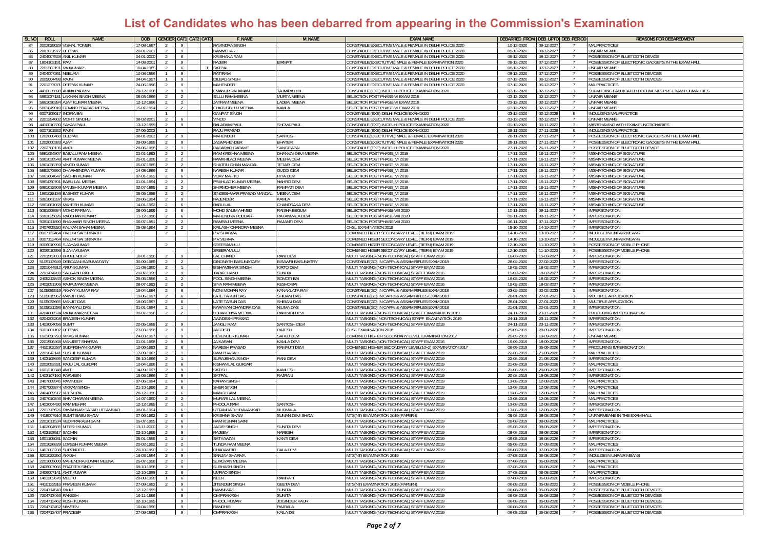# List of Candidates who has been debarred from appearing in the Commission's Examination

| SL NO | ROLL | NAME | DOB | GENDER | CAT1 | CAT2 | CAT3 | F_NAME | M_NAME | EXAM_NAME | DEBARRED_FROM | DEB_UPTO | DEB_PERIOD | REASONS FOR DEBAREDMENT |
|---|---|---|---|---|---|---|---|---|---|---|---|---|---|---|
| 84 | 2002029029 | VISHAL TOMER | 17-08-1997 | 2 | 9 | | | RAVINDRA SINGH | | CONSTABLE EXECUTIVE MALE & FEMALE IN DELHI POLICE 2020 | 10-12-2020 | 09-12-2027 | 7 | MALPRACTICES |
| 85 | 2003031977 | DEEPAK | 20-01-2001 | 2 | 9 | | | RAMMEHAR | | CONSTABLE EXECUTIVE MALE & FEMALE IN DELHI POLICE 2020 | 09-12-2020 | 08-12-2027 | 7 | UNFAIR MEANS |
| 86 | 2404007528 | ANIL KUMAR | 04-01-2000 | 2 | 6 | | | KRISHANA RAM | | CONSTABLE EXECUTIVE MALE & FEMALE IN DELHI POLICE 2020 | 09-12-2020 | 08-12-2027 | 7 | POSSESSION OF BLUETOOTH DEVICE |
| 87 | 1804103191 | RAVI | 14-08-2001 | 2 | 9 | | | RAJBIR | BIRMATI | CONSTABLE(EXECTUTIVE) MALE & FEMALE EXAMINATION 2020 | 08-12-2020 | 07-12-2027 | 7 | POSSESSION OF ELECTRONIC GADGETS IN THE EXAM HALL |
| 88 | 2201302191 | RAJKUMAR | 10-04-1985 | 2 | 6 | | 3 | SATPAL | | CONSTABLE EXECUTIVE MALE & FEMALE IN DELHI POLICE 2020 | 08-12-2020 | 07-12-2027 | 7 | UNFAIR MEANS |
| 89 | 2404007261 | NEELAM | 10-08-1996 | 1 | 9 | | | RATIRAM | | CONSTABLE EXECUTIVE MALE & FEMALE IN DELHI POLICE 2020 | 08-12-2020 | 07-12-2027 | 7 | POSSESSION OF BLUETOOTH DEVICES |
| 90 | 2005004498 | RAJNI | 04-04-1997 | 1 | 9 | | | DILBAG SINGH | | CONSTABLE EXECUTIVE MALE & FEMALE IN DELHI POLICE 2020 | 07-12-2020 | 06-12-2027 | 7 | POSSESSION OF BLUETOOTH DEVICES |
| 91 | 2201277071 | DEEPAK KUMAR | 24-06-1996 | 2 | 9 | | | MAHENDER | | CONSTABLE EXECUTIVE MALE & FEMALE IN DELHI POLICE 2020 | 07-12-2020 | 06-12-2027 | 7 | MALPRACTICES |
| 92 | 4410035698 | ARINA PARVIN | 20-12-1998 | 2 | 9 | | | EMANUR RAHAMAN | TAJMIRA BIBI | CONSTABLE (EXE) IN DELHI POLICE EXAMINATION 2020 | 03-12-2020 | 02-12-2023 | 3 | SUBMITTING FABRICATED DOCUMENTS PRE-EXAM FORMALITIES |
| 93 | 5861037181 | LAKHAN SINGH MEENA | 08-03-1996 | 2 | 2 | | | SILLU RAM MEENA | MURTA MEENA | SELECTION POST PHASE-VI EXAM 2018 | 03-12-2020 | 02-12-2027 | 7 | UNFAIR MEANS |
| 94 | 5861036384 | AJAY KUMAR MEENA | 12-12-1996 | 2 | 2 | | | JAYRAM MEENA | LADBAI MEENA | SELECTION POST PHASE-VI EXAM 2018 | 03-12-2020 | 02-12-2027 | 7 | UNFAIR MEANS |
| 95 | 5861049010 | GOVIND PRASAD MEENA | 15-07-1994 | 2 | 2 | | | CHATURBHUJ MEENA | KAMLA | SELECTION POST PHASE-VI EXAM 2018 | 03-12-2020 | 02-12-2027 | 7 | UNFAIR MEANS |
| 96 | 6007105017 | INDIRA BAI | | 1 | | | | GANPAT SINGH | | CONSTABLE (EXE) DELHI POLICE EXAM 2020 | 03-12-2020 | 02-12-2028 | 8 | INDULGING MALPRACTICE |
| 97 | 2201294602 | MOHIT SINDHU | 08-02-2001 | 2 | 6 | | | VINOD | | CONSTABLE EXECUTIVE MALE & FEMALE IN DELHI POLICE 2020 | 03-12-2020 | 02-12-2027 | 7 | UNFAIR MEANS |
| 98 | 4410010330 | SAYAN PAUL | 13-12-1999 | 2 | 9 | | | BALARAM PAUL | SHOVA PAUL | CONSTABLE (EXE) IN DELHI POLICE EXAMINATION 2020 | 01-12-2020 | 30-11-2023 | 3 | MISBEHAVING WITH EXAM FUNCTIONARIES |
| 99 | 6007101532 | RAJNI | 07-06-2002 | 1 | | | | RAJU PRASAD | | CONSTABLE (EXE) DELHI POLICE EXAM 2020 | 28-11-2020 | 27-11-2028 | 8 | INDULGING MALPRACTICE |
| 100 | 1202000460 | DEEPAK | 08-01-2001 | 2 | 9 | | | MAHENDER | SANTOSH | CONSTABLE(EXECTUTIVE) MALE & FEMALE EXAMINATION 2020 | 28-11-2020 | 27-11-2027 | 7 | POSSESSION OF ELECTRONIC GADGETS IN THE EXAM HALL |
| 101 | 1202000383 | AJAY | 29-09-1999 | 2 | 9 | | | JAGMAHENDER | BHATERI | CONSTABLE(EXECTUTIVE) MALE & FEMALE EXAMINATION 2020 | 28-11-2020 | 27-11-2027 | 7 | POSSESSION OF ELECTRONIC GADGETS IN THE EXAM HALL |
| 102 | 7202700136 | AMOL | 28-06-1998 | 2 | 1 | | | DADARAO GADAVE | SANGITABAI | CONSTABLE (EXE) IN DELHI POLICE EXAMINATION 2020 | 27-11-2020 | 26-11-2027 | 7 | POSSESSION OF BLUETOOTH DEVICE |
| 103 | 5861054807 | BABALU RAM MEENA | 01-01-1993 | 2 | 2 | | | RAM KRISHNA MEENA | DHANVAI DEVI MEENA | SELECTION POST PHASE_VI 2018 | 17-11-2020 | 16-11-2027 | 7 | MISMATCHING OF SIGNATURE |
| 104 | 5861038548 | AMIT KUMAR MEENA | 25-01-1996 | 2 | 2 | | | RAMKHILADI MEENA | MEERA DEVI | SELECTION POST PHASE_VI 2018 | 17-11-2020 | 16-11-2027 | 7 | MISMATCHING OF SIGNATURE |
| 105 | 1801028359 | VINOD KUMAR | 05-07-1989 | 2 | 2 | | | SHATRU GHAN MANDAL | TETARI DEVI | SELECTION POST PHASE_VI 2018 | 17-11-2020 | 16-11-2027 | 7 | MISMATCHING OF SIGNATURE |
| 106 | 5861073990 | DHARMENDRA KUMAR | 14-08-1996 | 2 | 9 | | | NARESH KUMAR | GUDDI DEVI | SELECTION POST PHASE_VI 2018 | 17-11-2020 | 16-11-2027 | 7 | MISMATCHING OF SIGNATURE |
| 107 | 5861004647 | SACHIN KUMAR | 07-01-1999 | 2 | 6 | | | VIJAY MAHTO | RITA DEVI | SELECTION POST PHASE_VI 2018 | 17-11-2020 | 16-11-2027 | 7 | MISMATCHING OF SIGNATURE |
| 108 | 5861050701 | BABU LAL MEENA | 01-01-1994 | 2 | 2 | | | PRAHLAD KUMAR MEENA | NAHRO DEVI | SELECTION POST PHASE_VI 2018 | 17-11-2020 | 16-11-2027 | 7 | MISMATCHING OF SIGNATURE |
| 109 | 5861012909 | MANISH KUMAR MEENA | 02-07-1989 | 2 | 2 | | | SHRIMOHER MEENA | RAMPATI DEVI | SELECTION POST PHASE_VI 2018 | 17-11-2020 | 16-11-2027 | 7 | MISMATCHING OF SIGNATURE |
| 110 | 1801028186 | BASHIST KUMAR | 05-05-1989 | 2 | 2 | | | SINGESHWAR PRASAD MANDAL | MEENA DEVI | SELECTION POST PHASE_VI 2018 | 17-11-2020 | 16-11-2027 | 7 | MISMATCHING OF SIGNATURE |
| 111 | 5861061337 | VIKAS | 20-06-1994 | 2 | 9 | | | RAJENDER | KAMLA | SELECTION POST PHASE_VI 2018 | 17-11-2020 | 16-11-2027 | 7 | MISMATCHING OF SIGNATURE |
| 112 | 5861061068 | MAHESH KUMAR | 14-01-1992 | 2 | 6 | | | BABU LAL | CHANDRAKA DEVI | SELECTION POST PHASE_VI 2018 | 17-11-2020 | 16-11-2027 | 7 | MISMATCHING OF SIGNATURE |
| 113 | 5081008984 | MOHD FARMAN | 09-06-1999 | 2 | 6 | | | MOHD SALIM AHMED | RAISHA BEGUM | SELECTION POST/PHASE-VIII 2020 | 10-11-2020 | 09-11-2027 | 7 | IMPERSONATION |
| 114 | 5083025026 | RAUSHAN KUMAR | 11-12-1996 | 2 | 6 | | | MAHENDRA PODDAR | RATANMALA DEVI | SELECTION POST/PHASE-VIII 2020 | 09-11-2020 | 08-11-2027 | 7 | IMPERSONATION |
| 115 | 5081011890 | BHANWAR SINGH MEENA | 06-01-1991 | 2 | 2 | | | RAMRAJ MEENA | RAJANTI DEVI | SELECTION POST/PHASE-VIII 2020 | 06-11-2020 | 07-11-2027 | 7 | IMPERSONATION |
| 116 | 2407605920 | KALYAN SAHAI MEENA | 05-08-1994 | 2 | 2 | | | KAILASH CHANDRA MEENA | | CHSL EXAMINATION 2019 | 15-10-2020 | 14-10-2027 | 7 | IMPERSONATION |
| 117 | 8007132464 | PALURI SAI SRINATH | | 2 | | | | P V SHARMA | | COMBINED HIGER SECONDARY LEVEL (TIER-I) EXAM 2019 | 14-10-2020 | 13-10-2027 | 7 | INDULGE IN UNFAIR MEANS |
| 118 | 8007132464 | PALURI SAI SRINATH | | | | | | P V VERMA | | COMBINED HIGER SECONDARY LEVEL (TIER-I) EXAM 2019 | 14-10-2020 | 13-10-2027 | 7 | INDULGE IN UNFAIR MEANS |
| 119 | 8006010996 | S JAYAKUMAR | | 2 | | | | SREERAMULU | | COMBINED HIGER SECONDARY LEVEL (TIER-I) EXAM 2019 | 12-10-2020 | 11-10-2023 | 3 | POSSESSION OF MOBILE PHONE |
| 120 | 8006010996 | S JAYAKUMAR | | | | | | SREERAMULU | | COMBINED HIGER SECONDARY LEVEL (TIER-I) EXAM 2019 | 12-10-2020 | 11-10-2023 | 3 | POSSESSION OF MOBILE PHONE |
| 121 | 2201562033 | BHUPENDER | 10-01-1996 | 2 | 9 | | | LAL CHAND | RANI DEVI | MULTI TASKING (NON-TECHNICAL) STAFF EXAM 2016 | 16-03-2020 | 15-03-2027 | 7 | IMPERSONATION |
| 122 | 5105113949 | DEBOJANI BASUMATARY | 30-09-1989 | 2 | 2 | | | DINONATH BASUMATARY | BISAWRI BASUMATRY | CONSTABLE(GD) IN CAPFs & ASSAM RIFLES EXAM 2018 | 28-02-2020 | 27-02-2023 | 3 | IMPERSONATION |
| 123 | 2201044912 | ARUN KUMAR | 11-08-1990 | 2 | 1 | | | BISHAMBHAR SINGH | KIRTO DEVI | MULTI TASKING (NON-TECHNICAL) STAFF EXAM 2016 | 19-02-2020 | 18-02-2027 | 7 | IMPERSONATION |
| 124 | 2201474769 | SAURABH RATHI | 29-07-1998 | 2 | 9 | | | TARA CHAND | SUNITA | MULTI TASKING (NON-TECHNICAL) STAFF EXAM 2016 | 19-02-2020 | 18-02-2027 | 7 | IMPERSONATION |
| 125 | 2405212843 | ASHOK SINGH MEENA | 25-05-1996 | 2 | 2 | | | FOOL SINGH MEENA | SOMOTI BAI | MULTI TASKING (NON-TECHNICAL) STAFF EXAM 2016 | 19-02-2020 | 18-02-2027 | 7 | IMPERSONATION |
| 126 | 2402051306 | RAJKUMAR MEENA | 08-07-1993 | 2 | 2 | | | SIYA RAM MEENA | KESHO BAI | MULTI TASKING (NON-TECHNICAL) STAFF EXAM 2016 | 19-02-2020 | 18-02-2027 | 7 | IMPERSONATION |
| 127 | 5105085519 | AKHAY KUMAR RAY | 19-04-1994 | 2 | 6 | | | NONI MOHAN RAY | KANAKLATA RAY | CONSTABLE(GD) IN CAPFs & ASSAM RIFLES EXAM 2018 | 03-02-2020 | 02-02-2023 | 3 | IMPERSONATION |
| 128 | 5105015967 | MANJIT DAS | 19-06-1997 | 2 | 6 | | | LATE TARUN DAS | SHIBANI DAS | CONSTABLE(GD) IN CAPFs & ASSAM RIFLES EXAM 2018 | 28-01-2020 | 27-01-2023 | 3 | MULTIPLE APPLICATION |
| 129 | 5105032665 | MANJIT DAS | 19-06-1997 | 2 | 6 | | | LATE TARUN DAS | SHIBANI DAS | CONSTABLE(GD) IN CAPFs & ASSAM RIFLES EXAM 2018 | 28-01-2020 | 27-01-2023 | 3 | MULTIPLE APPLICATION |
| 130 | 5105021286 | BANAMALI DAS | 01-01-1994 | 2 | 1 | | | NARAYAN CHANDRA DAS | NILIMA DAS | CONSTABLE(GD) IN CAPFs & ASSAM RIFLES EXAM 2018 | 21-01-2020 | 20-01-2023 | 3 | IMPERSONATION |
| 131 | 4204000524 | RAJKUMAR MEENA | 08-07-1996 | 2 | 2 | | | LOHARCHYA MEENA | RAM NIRI DEVI | MULTI TASKING (NON-TECHNICAL) STAFF EXAMINATION 2019 | 24-11-2019 | 23-11-2026 | 7 | PROCURING IMPERSONATION |
| 132 | 6204205208 | BRAJESH KUMAR | | | | | | AWADESH PRASAD | | MULTI TASKING ( NON TECHNICAL) STAFF EXAMINATION 2019 | 24-11-2019 | 23-11-2026 | 7 | IMPERSONATION |
| 133 | 1403004056 | SUMIT | 20-05-1998 | 2 | 9 | | | JANGLI RAM | SANTOSH DEVI | MULTI TASKING (NON-TECHNICAL) STAFF EXAM 2019 | 24-11-2019 | 23-11-2026 | 7 | IMPERSONATION |
| 134 | 5001001102 | DEEPAK | 23-03-1998 | 2 | 9 | | | JAGDISH | RAJESH | CHSL EXAMINATION 2019 | 29-09-2019 | 28-09-2026 | 7 | IMPERSONATION |
| 135 | 1601098793 | VIKAS KUMAR | 24-03-1997 | 2 | 9 | | | DEVENDER KUMAR | SAROJ DEVI | COMBINED HIGHER SECONDARY LEVEL EXAMINATION 2017 | 20-09-2019 | 19-09-2022 | 3 | UNFAIR MEANS |
| 136 | 2201506468 | MANJEET SHARMA | 01-01-1998 | 2 | 9 | | | JAIKARAN | KAMLA DEVI | MULTI TASKING (NON-TECHNICAL) STAFF EXAM 2016 | 19-09-2019 | 18-09-2026 | 7 | IMPERSONATION |
| 137 | 4410102287 | SUDARSHAN KUMAR | 10-06-1993 | 2 | 6 | | | NARESH PRASAD | RAMAUTI DEVI | COMBINED HIGHER SECONDARY LEVEL(10+2) EXAMINATION 2017 | 06-09-2019 | 05-09-2026 | 7 | PROCURING IMPERSONATION |
| 138 | 2201042141 | SUSHIL KUMAR | 17-09-1987 | 2 | 1 | | | RAM PRASAD | | MULTI TASKING (NON-TECHNICAL) STAFF EXAM 2019 | 22-08-2019 | 21-08-2026 | 7 | MALPRACTICES |
| 139 | 1403108695 | SANDEEP KUMAR | 08-10-1996 | 2 | 1 | | | SURAJBHAN SINGH | RANI DEVI | MULTI TASKING (NON-TECHNICAL) STAFF EXAM 2019 | 22-08-2019 | 21-08-2026 | 7 | IMPERSONATION |
| 140 | 2202053331 | RAJU LAL GURJAR | 10-04-1996 | 2 | 6 | | | KISHAN LAL GURJAR | | MULTI TASKING (NON-TECHNICAL) STAFF EXAM 2019 | 21-08-2019 | 20-08-2026 | 7 | MALPRACTICES |
| 141 | 1601210348 | AMIT | 14-09-1997 | 2 | 9 | | | SATISH | KAMLESH | MULTI TASKING (NON-TECHNICAL) STAFF EXAM 2019 | 21-08-2019 | 20-08-2026 | 7 | IMPERSONATION |
| 142 | 1403107190 | PARVEEN | 15-05-1996 | 2 | 9 | | | SATPAL | RAJRANI | MULTI TASKING (NON-TECHNICAL) STAFF EXAM 2019 | 20-08-2019 | 19-08-2026 | 7 | IMPERSONATION |
| 143 | 2407009948 | RAVINDER | 07-06-1994 | 2 | 6 | | | KARAN SINGH | | MULTI TASKING (NON-TECHNICAL) STAFF EXAM 2019 | 13-08-2019 | 12-08-2026 | 7 | MALPRACTICES |
| 144 | 2407008674 | VIKRAM SINGH | 21-10-1996 | 2 | 6 | | | SHER SINGH | | MULTI TASKING (NON-TECHNICAL) STAFF EXAM 2019 | 13-08-2019 | 12-08-2026 | 7 | MALPRACTICES |
| 145 | 2404009517 | VIJENDRA | 28-12-1996 | 2 | 6 | | | MANGERAM | | MULTI TASKING (NON-TECHNICAL) STAFF EXAM 2019 | 13-08-2019 | 12-08-2026 | 7 | MALPRACTICES |
| 146 | 2407010846 | SHIV CHARAN MEENA | 14-07-1990 | 2 | 2 | | | MURARI LAL MEENA | | MULTI TASKING (NON-TECHNICAL) STAFF EXAM 2019 | 13-08-2019 | 12-08-2026 | 7 | MALPRACTICES |
| 147 | 1403004430 | RAM MEHAR | 12-12-1989 | 2 | 1 | | | PHOOLA RAM | SANTOSH | MULTI TASKING (NON-TECHNICAL) STAFF EXAM 2019 | 13-08-2019 | 12-08-2026 | 7 | IMPERSONATION |
| 148 | 7201713626 | RAVANKAR SAGAR UTTAMRAO | 08-01-1994 | | 6 | | | UTTAMRAO H RAVANKAR | NURMALA | MULTI TASKING (NON-TECHNICAL) STAFF EXAM 2019 | 13-08-2019 | 12-08-2026 | 7 | IMPERSONATION |
| 149 | 4418007910 | SUMIT BABU SHAW | 07-06-1992 | 2 | 6 | | | KRISHNA SHAW | SUMAN DEVI SHAW | MTS(NT) EXAMINATION 2019 (PAPER-I) | 09-08-2019 | 08-08-2026 | 7 | UNFAIRMEANS IN THE EXAM HALL |
| 150 | 2203011534 | VED PRAKASH SAINI | 05-07-1995 | 2 | 6 | | | RAM KISHAN SAINI | | MULTI TASKING (NON-TECHNICAL) STAFF EXAM 2019 | 09-08-2019 | 08-08-2026 | 7 | MALPRACTICES |
| 151 | 1402004585 | NITESH KUMAR | 13-11-2000 | 2 | 9 | | | JAGIR SINGH | SUNITA DEVI | MULTI TASKING (NON-TECHNICAL) STAFF EXAM 2019 | 09-08-2019 | 08-08-2026 | 7 | IMPERSONATION |
| 152 | 1403103917 | SACHIN | 02-10-1999 | 2 | 9 | | | RAJEEV | NARESH | MULTI TASKING (NON-TECHNICAL) STAFF EXAM 2019 | 09-08-2019 | 08-08-2026 | 7 | IMPERSONATION |
| 153 | 1601105081 | SACHIN | 05-01-1995 | 2 | 1 | | | SATYAWAN | KANTI DEVI | MULTI TASKING (NON-TECHNICAL) STAFF EXAM 2019 | 09-08-2019 | 08-08-2026 | 7 | IMPERSONATION |
| 154 | 2201026839 | LOKESH KUMAR MEENA | 20-02-1992 | 2 | 2 | | | TUNDA RAM MEENA | | MULTI TASKING (NON-TECHNICAL) STAFF EXAM 2019 | 08-08-2019 | 07-08-2026 | 7 | MALPRACTICES |
| 155 | 1403003238 | SURENDER | 20-10-1990 | 2 | 1 | | | DHARAMBIR | BALA DEVI | MULTI TASKING (NON-TECHNICAL) STAFF EXAM 2019 | 08-08-2019 | 07-08-2026 | 7 | IMPERSONATION |
| 156 | 8201023250 | AKASH | 16-03-1994 | 2 | 9 | | | SANJAY SHARMA | | MTS(NT) EXAMINATION 2019 | 07-08-2019 | 06-08-2026 | 7 | INDULGE IN UNFAIR MEANS |
| 157 | 2201005000 | MAHENDRA KUMAR MEENA | 25-07-1998 | 2 | 2 | | | SURGYAN MEENA | | MULTI TASKING (NON-TECHNICAL) STAFF EXAM 2019 | 07-08-2019 | 06-08-2026 | 7 | MALPRACTICES |
| 158 | 2406007066 | PRATEEK SINGH | 09-10-1998 | 2 | 9 | | | SUBHASH SINGH | | MULTI TASKING (NON-TECHNICAL) STAFF EXAM 2019 | 07-08-2019 | 06-08-2026 | 7 | MALPRACTICES |
| 159 | 2406007141 | AMIT KUMAR | 12-10-1998 | 2 | 6 | | | UMRAO SINGH | | MULTI TASKING (NON-TECHNICAL) STAFF EXAM 2019 | 07-08-2019 | 06-08-2026 | 7 | MALPRACTICES |
| 160 | 1403202670 | MEETU | 28-08-1998 | 1 | 6 | | | NEER | RAMRATI | MULTI TASKING (NON-TECHNICAL) STAFF EXAM 2019 | 07-08-2019 | 06-08-2026 | 7 | IMPERSONATION |
| 161 | 4410123916 | PRAVEEN KUMAR | 27-09-1993 | 2 | 9 | | | JITENDER SINGH | GEETA DEVI | MTS(NT) EXAMINATION 2019 (PAPER-I) | 06-08-2019 | 05-08-2022 | 3 | POSSESSION OF MOBILE PHONE |
| 162 | 7204714543 | RAJU | 12-12-1999 | | 9 | | | RAMNIWAS | SUNITA | MULTI TASKING (NON-TECHNICAL) STAFF EXAM 2019 | 06-08-2019 | 05-08-2026 | 7 | POSSESSION OF BLUETOOTH DEVICES |
| 163 | 7204713466 | RAKESH | 16-11-1996 | | 9 | | | OM PRAKASH | SUNITA | MULTI TASKING (NON-TECHNICAL) STAFF EXAM 2019 | 06-08-2019 | 05-08-2026 | 7 | POSSESSION OF BLUETOOTH DEVICES |
| 164 | 7204713462 | KUSH KUMAR | 02-10-1985 | | 9 | | | PHOOL KUMAR | JOGINDER KAUR | MULTI TASKING (NON-TECHNICAL) STAFF EXAM 2019 | 06-08-2019 | 05-08-2026 | 7 | POSSESSION OF BLUETOOTH DEVICES |
| 165 | 7204713452 | NAVEEN | 10-04-1996 | | 9 | | | RANDHIR | RAJBALA | MULTI TASKING (NON-TECHNICAL) STAFF EXAM 2019 | 06-08-2019 | 05-08-2026 | 7 | POSSESSION OF BLUETOOTH DEVICES |
| 166 | 7204713407 | PRADEEP | 27-09-1993 | | 9 | | | OMPRAKASH | KAILA DE | MULTI TASKING (NON-TECHNICAL) STAFF EXAM 2019 | 06-08-2019 | 05-08-2026 | 7 | POSSESSION OF BLUETOOTH DEVICES |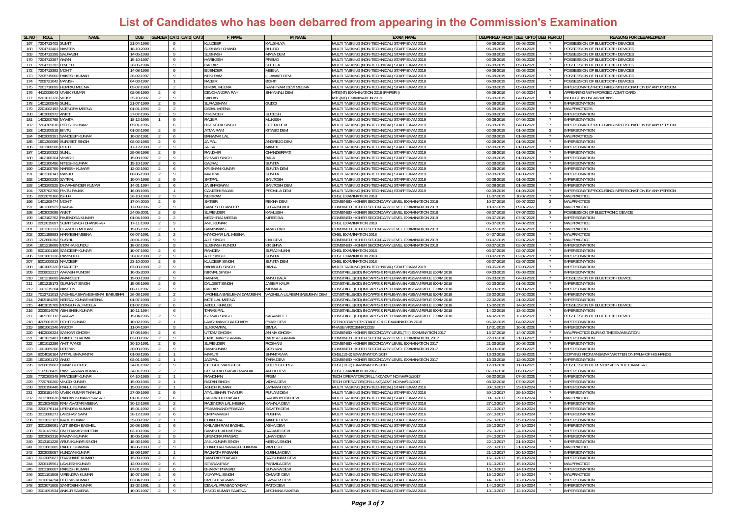# List of Candidates who has been debarred from appearing in the Commission's Examination

| SL NO | ROLL | NAME | DOB | GENDER | CAT1 | CAT2 | CAT3 | F_NAME | M_NAME | EXAM_NAME | DEBARRED_FROM | DEB_UPTO | DEB_PERIOD | REASONS FOR DEBAREDMENT |
|---|---|---|---|---|---|---|---|---|---|---|---|---|---|---|
| 167 | 7204713402 | SUMIT | 21-04-1998 | | 9 | | | KULDEEP | KAUSHLYA | MULTI TASKING (NON-TECHNICAL) STAFF EXAM 2019 | 06-08-2019 | 05-08-2026 | 7 | POSSESSION OF BLUETOOTH DEVICES |
| 168 | 7204713401 | NAVEEN | 18-10-2000 | | 6 | | | SUBHASH CHAND | BHURO | MULTI TASKING (NON-TECHNICAL) STAFF EXAM 2019 | 06-08-2019 | 05-08-2026 | 7 | POSSESSION OF BLUETOOTH DEVICES |
| 169 | 7204713399 | SAURABH | 14-05-1998 | | 9 | | | SUBHASH | MAYA DEVI | MULTI TASKING (NON-TECHNICAL) STAFF EXAM 2019 | 06-08-2019 | 05-08-2026 | 7 | POSSESSION OF BLUETOOTH DEVICES |
| 170 | 7204713397 | AMAN | 15-10-1997 | | 9 | | | HARIKESH | PREMO | MULTI TASKING (NON-TECHNICAL) STAFF EXAM 2019 | 06-08-2019 | 05-08-2026 | 7 | POSSESSION OF BLUETOOTH DEVICES |
| 171 | 7204713393 | DINESH | 28-05-1994 | | 9 | | | DALBIR | SHEELA | MULTI TASKING (NON-TECHNICAL) STAFF EXAM 2019 | 06-08-2019 | 05-08-2026 | 7 | POSSESSION OF BLUETOOTH DEVICES |
| 172 | 7204713392 | MOHIT | 14-08-1998 | | 9 | | | BIJENDER | MEENA | MULTI TASKING (NON-TECHNICAL) STAFF EXAM 2019 | 06-08-2019 | 05-08-2026 | 7 | POSSESSION OF BLUETOOTH DEVICES |
| 173 | 7208719060 | RAKESH KUMAR | 26-02-1997 | | 9 | | | NEKI RAM | LILAWATI DEVI | MULTI TASKING (NON-TECHNICAL) STAFF EXAM 2019 | 06-08-2019 | 05-08-2026 | 7 | POSSESSION OF BLUETOOTH DEVICES |
| 174 | 7208721042 | MANISH | 04-03-1997 | | 1 | | | RAJBIR | BOHTI | MULTI TASKING (NON-TECHNICAL) STAFF EXAM 2019 | 06-08-2019 | 05-08-2026 | 7 | POSSESSION OF BLUETOOTH DEVICES |
| 175 | 7001710099 | HEMRAJ MEENA | 05-07-1988 | | 2 | | | BIRBAL MEENA | RAM PYARI DEVI MEENA | MULTI TASKING (NON-TECHNICAL) STAFF EXAM 2019 | 06-08-2019 | 05-08-2026 | 7 | IMPERSONATE/PROCURING IMPERSONATION BY ANY PERSON |
| 176 | 4410009043 | VIVEK KUMAR | 02-08-1990 | 2 | 6 | | | DEVCHANDRA RAY | SHYAMALI DEVI | MTS(NT) EXAMINATION 2019 (PAPER-I) | 05-08-2019 | 04-08-2024 | 5 | APPEARING WITH FORGED ADMIT CARD |
| 177 | 8201013726 | VICKY | 25-10-1997 | 2 | 9 | | | SANJAY | | MTS(NT) EXAMINATION 2019 | 05-08-2019 | 04-08-2026 | 7 | INDULGE IN UNFAIR MEANS |
| 178 | 1401200849 | SUNIL | 21-07-1999 | 2 | 9 | | | SURAJBHAN | GUDDI | MULTI TASKING (NON-TECHNICAL) STAFF EXAM 2016 | 05-08-2019 | 04-08-2026 | 7 | IMPERSONATION |
| 179 | 2201002193 | VIJENDRA MEENA | 01-01-1996 | 2 | 2 | | | DABAL MEENA | | MULTI TASKING (NON-TECHNICAL) STAFF EXAM 2019 | 05-08-2019 | 04-08-2026 | 7 | MALPRACTICES |
| 180 | 1403000972 | ANKIT | 27-07-1996 | 2 | 9 | | | VIRENDER | SUDESH | MULTI TASKING (NON-TECHNICAL) STAFF EXAM 2019 | 05-08-2019 | 04-08-2026 | 7 | IMPERSONATION |
| 181 | 1403200765 | MAMTA | 18-12-1995 | 1 | 9 | | | RAJBIR | MUKESH | MULTI TASKING (NON-TECHNICAL) STAFF EXAM 2019 | 05-08-2019 | 04-08-2026 | 7 | IMPERSONATION |
| 182 | 7204705818 | RITESH KUMAR | 05-01-1996 | | 6 | | | BIRENDRA SINGH | GEETA DEVI | MULTI TASKING (NON-TECHNICAL) STAFF EXAM 2019 | 05-08-2019 | 04-08-2026 | 7 | IMPERSONATE/PROCURING IMPERSONATION BY ANY PERSON |
| 183 | 1402100519 | BINTU | 01-02-1998 | 2 | 9 | | | ATMA RAM | KITABO DEVI | MULTI TASKING (NON-TECHNICAL) STAFF EXAM 2016 | 02-08-2019 | 01-08-2022 | 3 | IMPERSONATION |
| 184 | 2402009351 | SANDEEP KUMAR | 10-02-1991 | 2 | 6 | | | BANWARI LAL | | MULTI TASKING (NON-TECHNICAL) STAFF EXAM 2019 | 02-08-2019 | 01-08-2026 | 7 | MALPRACTICES |
| 185 | 1601300089 | SURJEET SINGH | 02-02-1986 | 2 | 9 | | | JAIPAL | ANGREJO DEVI | MULTI TASKING (NON-TECHNICAL) STAFF EXAM 2019 | 02-08-2019 | 01-08-2026 | 7 | IMPERSONATION |
| 186 | 1601100508 | ROHIT | 17-12-1998 | 2 | 9 | | | JAIPAL | MANOJ | MULTI TASKING (NON-TECHNICAL) STAFF EXAM 2019 | 02-08-2019 | 01-08-2026 | 7 | IMPERSONATION |
| 187 | 1402100322 | SUNIL | 29-08-1998 | 2 | 9 | | | RANDHIR | CHANDERPATI | MULTI TASKING (NON-TECHNICAL) STAFF EXAM 2019 | 02-08-2019 | 01-08-2026 | 7 | IMPERSONATION |
| 188 | 1402100364 | VIKASH | 15-08-1997 | 2 | 9 | | | ISHWAR SINGH | BALA | MULTI TASKING (NON-TECHNICAL) STAFF EXAM 2019 | 02-08-2019 | 01-08-2026 | 7 | IMPERSONATION |
| 189 | 1402100486 | NITESH KUMAR | 19-10-1997 | 2 | 6 | | | GAJRAJ | SUNITA | MULTI TASKING (NON-TECHNICAL) STAFF EXAM 2019 | 02-08-2019 | 01-08-2026 | 7 | IMPERSONATION |
| 190 | 1402100769 | NARESH KUMAR | 12-02-1992 | 2 | 6 | | | KRISHAN KUMAR | SUNITA DEVI | MULTI TASKING (NON-TECHNICAL) STAFF EXAM 2019 | 02-08-2019 | 01-08-2026 | 7 | IMPERSONATION |
| 191 | 1403200141 | MANJU | 08-06-1998 | 2 | 9 | | | MAHIPAL | SUNITA | MULTI TASKING (NON-TECHNICAL) STAFF EXAM 2019 | 02-08-2019 | 01-08-2026 | 7 | IMPERSONATION |
| 192 | 1403200230 | SATPAL | 10-04-1998 | 2 | 9 | | | SATPAL | SANTOSH | MULTI TASKING (NON-TECHNICAL) STAFF EXAM 2019 | 02-08-2019 | 01-08-2026 | 7 | IMPERSONATION |
| 193 | 1403200525 | DHARMENDER KUMAR | 14-01-1994 | 2 | 6 | | | JAIBHAGWAN | SANTOSH DEVI | MULTI TASKING (NON-TECHNICAL) STAFF EXAM 2019 | 02-08-2019 | 01-08-2026 | 7 | IMPERSONATION |
| 194 | 7205702760 | PINTU RAJAK | 16-08-1995 | | 1 | | | GANESHI RAJAK | PROMILA DEVI | MULTI TASKING (NON-TECHNICAL) STAFF EXAM 2019 | 02-08-2019 | 01-08-2026 | 7 | IMPERSONATE/PROCURING IMPERSONATION BY ANY PERSON |
| 195 | 2202079166 | ISHUK | 26-10-1999 | 2 | 9 | | | NEKIRAM | | CHSL EXAMINATION 2018 | 11-07-2019 | 10-07-2026 | 7 | MALPRACTICE |
| 196 | 1401208474 | MOHIT | 17-04-2000 | 2 | 9 | | | SATBIR | REKHA DEVI | COMBINED HIGHER SECONDARY LEVEL EXAMINATION 2018 | 10-07-2019 | 09-07-2022 | 3 | MALPRACTICE |
| 197 | 1401208929 | PANKAJ | 17-09-1996 | 2 | 9 | | | RAMESH CHANDER | SURAJMUKHI | COMBINED HIGHER SECONDARY LEVEL EXAMINATION 2018 | 10-07-2019 | 09-07-2022 | 3 | MALPRACTICE |
| 198 | 1403003099 | ANKIT | 24-05-2001 | 2 | 9 | | | SURENDER | KAMLESH | COMBINED HIGHER SECONDARY LEVEL EXAMINATION 2018 | 08-07-2019 | 07-07-2022 | 3 | POSSESSION OF ELECTRONIC DEVICE |
| 199 | 1403102762 | RAJENDRA KUMAR | 01-04-1990 | 2 | 2 | | | MEGH RAJ MEENA | NIREE BAI | COMBINED HIGHER SECONDARY LEVEL EXAMINATION 2018 | 08-07-2019 | 07-07-2026 | 7 | IMPERSONATION |
| 200 | 2202015697 | SUMIT SINGH DHANKHAR | 17-11-1999 | 2 | 9 | | | ANIL KUMAR | | CHSL EXAMINATION 2018 | 05-07-2019 | 04-07-2026 | 7 | MALPRACTICE |
| 201 | 1601203337 | CHANDER MOHAN | 15-05-1995 | 2 | 1 | | | RAM NIWAS | AMAR PATI | COMBINED HIGHER SECONDARY LEVEL EXAMINATION 2018 | 05-07-2019 | 04-07-2026 | 7 | MALPRACTICE |
| 202 | 2201198883 | HARKESH MEENA | 06-07-1991 | 2 | 2 | | | MANOHAR LAL MEENA | | CHSL EXAMINATION 2018 | 04-07-2019 | 03-07-2026 | 7 | MALPRACTICE |
| 203 | 1202600392 | SUSHIL | 20-01-1996 | 2 | 9 | | | AJIT SINGH | OMI DEVI | COMBINED HIGHER SECONDARY LEVEL EXAMINATION 2018 | 03-07-2019 | 02-07-2026 | 7 | MALPRACTICE |
| 204 | 1601218699 | MONIKA KUNDU | 18-02-1995 | | 9 | | | SUBHASH KUNDU | KRISHNA | COMBINED HIGHER SECONDARY LEVEL EXAMINATION 2018 | 03-07-2019 | 02-07-2026 | 7 | IMPERSONATION |
| 205 | 5001001166 | SANDEEP KUMAR | 10-07-1992 | 2 | 6 | | | RAMDEV | SURAJ MUKHI | CHSL EXAMINATION 2018 | 03-07-2019 | 02-07-2026 | 7 | IMPERSONATION |
| 206 | 5001001336 | RAVINDER | 20-07-1998 | 2 | 9 | | | AJIT SINGH | SUNITA | CHSL EXAMINATION 2018 | 03-07-2019 | 02-07-2026 | 7 | IMPERSONATION |
| 207 | 5001000913 | NAVDEEP | 23-10-2000 | 2 | 9 | | | KULDEEP SINGH | SUNITA DEVI | CHSL EXAMINATION 2018 | 03-07-2019 | 02-07-2026 | 7 | IMPERSONATION |
| 208 | 1401005320 | PRADEEP | 07-08-1998 | 2 | 9 | | | BAHADUR SINGH | BIMLA | MULTI TASKING (NON-TECHNICAL) STAFF EXAM 2019 | 08-05-2019 | 07-08-2026 | 7 | IMPERSONATION |
| 209 | 2006032217 | AAKASH PUNDIR | 10-05-2000 | | 6 | | | NIRMAL SINGH | | CONSTABLE(GD) IN CAPFS & RIFLEMAN IN ASSAM RIFLE EXAM 2018 | 09-03-2019 | 08-03-2026 | 7 | IMPERSONATION |
| 210 | 1601218699 | AMARJEET | 19-08-1998 | 2 | 9 | | | RAMPAL | ANNU BALA | CONSTABLE(GD) IN CAPFS & RIFLEMAN IN ASSAM RIFLE EXAM 2018 | 05-03-2019 | 04-03-2026 | 7 | POSSESSION OF BLUETOOTH DEVICE |
| 211 | 1601215173 | GURJANT SINGH | 15-08-1996 | 2 | 9 | | | DALJEET SINGH | JASBIR KAUR | CONSTABLE(GD) IN CAPFS & RIFLEMAN IN ASSAM RIFLE EXAM 2018 | 02-03-2019 | 01-03-2026 | 7 | IMPERSONATION |
| 212 | 1601215204 | NAVEEN | 08-11-1997 | 2 | 9 | | | DALBIR | NIRMALA | CONSTABLE(GD) IN CAPFS & RIFLEMAN IN ASSAM RIFLE EXAM 2018 | 02-03-2019 | 01-03-2026 | 7 | IMPERSONATION |
| 213 | 7012711013 | VAGHELA BHAVESHBHAI BABUBHAI | 26-08-1998 | 2 | 2 | | | VAGHELA BABUBHAI DAMJIBHAI | VAGHELA LILABEN BABUBHAI DEVI | CONSTABLE(GD) IN CAPFS & RIFLEMAN IN ASSAM RIFLE EXAM 2018 | 28-02-2019 | 27-02-2026 | 7 | IMPERSONATION |
| 214 | 2405184255 | NEERAJ KUMAR MEENA | 01-07-1998 | | 2 | | | MOTI LAL MEENA | | CONSTABLE(GD) IN CAPFS & RIFLEMAN IN ASSAM RIFLE EXAM 2018 | 22-02-2019 | 21-02-2026 | 7 | IMPERSONATION |
| 215 | 4403015709 | MONSUR ALI MOLLA | 01-07-1995 | 2 | 6 | | | ABDUL KHALEK | | CONSTABLE(GD) IN CAPFS & RIFLEMAN IN ASSAM RIFLE EXAM 2018 | 15-02-2019 | 14-02-2026 | 7 | POSSESSION OF BLUETOOTH DEVICE |
| 216 | 2006014076 | ABHISHEK KUMAR | 10-11-1994 | | 6 | | | TARAS PAL | | CONSTABLE(GD) IN CAPFS & RIFLEMAN IN ASSAM RIFLE EXAM 2018 | 14-02-2019 | 13-02-2026 | 7 | IMPERSONATION |
| 217 | 1405202112 | SANJAY | 15-04-1996 | 2 | 9 | | | ISHWAR SINGH | KARAMJEET | CONSTABLE(GD) IN CAPFS & RIFLEMAN IN ASSAM RIFLE EXAM 2018 | 14-02-2019 | 13-02-2026 | 7 | POSSESSION OF BLUETOOTH DEVICE |
| 218 | 4205001575 | ROHIT KUMAR | 10-02-1996 | 2 | 1 | | | LAKSHMAN CHAUDHARY | PYARI DEVI | STENOGRAPHER GRADE C & D EXAMINATION 2018 | 05-02-2019 | 04-02-2026 | 7 | IMPERSONATION |
| 219 | 5861061346 | ANOOP | 11-04-1994 | | 9 | | | SUKHAMPAL | BIMLA | PHASE-VI/2018/NR12318 | 17-01-2019 | 16-01-2026 | 7 | IMPERSONATION |
| 220 | 4402006324 | SANKAR GHOSH | 17-08-1994 | 2 | 6 | | | UTTAM GHOSH | ANIMA GHOSH | COMBINED HIGHER SECONDARY LEVEL(T-II) EXAMINATION 2017 | 15-07-2018 | 14-07-2025 | 7 | MALPRACTICE DURING THE EXAMINATION |
| 221 | 1401029487 | PRINCE SHARMA | 02-08-1997 | 2 | 9 | | | OM KUMAR SHARMA | BABITA SHARMA | COMBINED HIGHER SECONDARY LEVEL EXAMINATION, 2017 | 22-03-2018 | 21-03-2025 | 7 | IMPERSONATION |
| 222 | 1601012286 | AMIT RANGI | 30-10-1991 | 2 | 9 | | | SURENDER | ROSHANI | COMBINED HIGHER SECONDARY LEVEL EXAMINATION 2017 | 21-03-2018 | 20-03-2025 | 7 | IMPERSONATION |
| 223 | 1601089206 | DEEPAK | 30-08-1995 | 2 | 9 | | | RAM KUMAR | ROSHANI | COMBINED HIGHER SECONDARY LEVEL EXAMINATION 2017 | 20-03-2018 | 19-03-2025 | 7 | IMPERSONATION |
| 224 | 9004036164 | VITTAL BHAJANTRI | 01-08-1995 | 2 | 1 | | | MARUTI | SHANTAVVA | CHSL(10+2) EXAMINATION 2017 | 13-03-2018 | 12-03-2025 | 7 | COPYING FROM ANSWAR WRITTEN ON PALM OF HIS HANDS |
| 225 | 1601061172 | ANUJ | 02-01-1996 | 2 | 1 | | | JAGPAL | TARA DEVI | COMBINED HIGHER SECONDARY LEVEL EXAMINATION 2017 | 13-03-2018 | 12-03-2025 | 7 | IMPERSONATION |
| 226 | 9206019967 | EMMY GEORGE | 24-01-1992 | 2 | 9 | | | GEORGE VARGHESE | SOLLY GEORGE | CHSL(10+2) EXAMINATION 2017 | 12-03-2018 | 11-03-2025 | 7 | POSSESSION OF PEN DRIVE IN THE EXAM HALL |
| 227 | 5105028435 | RAVI RANJAN KUMAR | 24-01-1993 | 2 | 2 | | | UPENDRA PRASAD MANDAL | ANITA DEVI | CHSL EXAMINATION 2017 | 07-03-2018 | 06-03-2025 | 7 | IMPERSONATION |
| 228 | 7720300348 | PRADEEP KUMAR | 04-10-1985 | 2 | 1 | | | RAMDHAN | PREM | TECH OPERATOR(DRILLING)ADVT NO NWR-2/2017 | 08-02-2018 | 07-02-2025 | 7 | IMPERSONATION |
| 229 | 7720700260 | VINOD KUMAR | 15-09-1986 | 2 | 1 | | | RATAN SINGH | VIDYA DEVI | TECH OPERATOR(DRILLING)ADVT NO NWR-2/2017 | 08-02-2018 | 07-02-2025 | 7 | IMPERSONATION |
| 230 | 3206196446 | RAHUL KUMAR | 15-03-1996 | 2 | 1 | | | ASHOK KUMAR | JAYMANI DEVI | MULTI TASKING (NON-TECHNICAL) STAFF EXAM 2016 | 30-10-2017 | 29-10-2024 | 7 | IMPERSONATION |
| 231 | 3206181440 | VIVEK KUMAR THAKUR | 27-09-1996 | 2 | 9 | | | ATAL BIHARI THAKUR | PUNAM DEVI | MULTI TASKING (NON-TECHNICAL) STAFF EXAM 2016 | 30-10-2017 | 29-10-2024 | 7 | IMPERSONATION |
| 232 | 3013166878 | RANJAY KUMAR PRASAD | 01-01-1992 | 2 | 6 | | | DASRATHI PRASAD | RATANJYOTA DEVI | MULTI TASKING (NON-TECHNICAL) STAFF EXAM 2016 | 30-10-2017 | 29-10-2024 | 7 | MALPRACTICE |
| 233 | 3013034929 | RAM AVATAR MEENA | 30-12-1988 | 2 | 2 | | | RAJENDRA LAL MEENA | KAMALA DEVI | MULTI TASKING (NON-TECHNICAL) STAFF EXAM 2016 | 27-10-2017 | 26-10-2024 | 7 | IMPERSONATION |
| 234 | 3206176114 | UPENDRA KUMAR | 15-01-1992 | 2 | 6 | | | PRAMANAND PRASAD | SAVITRI DEVI | MULTI TASKING (NON-TECHNICAL) STAFF EXAM 2016 | 27-10-2017 | 26-10-2024 | 7 | IMPERSONATION |
| 235 | 3011088271 | LAKSHAY SAINI | 28-12-1998 | 2 | 6 | | | OM PRAKASH | PUSHPA | MULTI TASKING (NON-TECHNICAL) STAFF EXAM 2016 | 27-10-2017 | 26-10-2024 | 7 | IMPERSONATION |
| 236 | 3011032127 | KAPIL KUMAR | 25-03-1992 | 2 | 1 | | | CHANDRA | MANOJ DEVI | MULTI TASKING (NON-TECHNICAL) STAFF EXAM 2016 | 26-10-2017 | 25-10-2024 | 7 | IMPERSONATION |
| 237 | 3001056091 | AJIT SINGH BAGHEL | 20-08-1995 | 2 | 6 | | | KAILASH RAM BAGHEL | ASHA DEVI | MULTI TASKING (NON-TECHNICAL) STAFF EXAM 2016 | 25-10-2017 | 24-10-2024 | 7 | IMPERSONATION |
| 238 | 3010122962 | OM PRAKASH MEENA | 02-10-1994 | 2 | 2 | | | RAM KHILADI MEENA | RAJANTI DEVI | MULTI TASKING (NON-TECHNICAL) STAFF EXAM 2016 | 25-10-2017 | 24-10-2024 | 7 | IMPERSONATION |
| 239 | 3203063316 | PAWAN KUMAR | 10-05-1998 | 2 | 9 | | | UPENDRA PRASAD | UMAN DEVI | MULTI TASKING (NON-TECHNICAL) STAFF EXAM 2016 | 24-10-2017 | 23-10-2024 | 7 | IMPERSONATION |
| 240 | 3013101228 | ARUN KUMAR SINGH | 18-06-1996 | 2 | 2 | | | ANIL KUMAR SINGH | MEENA SINGH | MULTI TASKING (NON-TECHNICAL) STAFF EXAM 2016 | 22-10-2017 | 21-10-2024 | 7 | IMPERSONATION |
| 241 | 3011063885 | RAHUL SHARMA | 18-06-1993 | 2 | 9 | | | CHANDRA PRAKASH SHARMA | VIMLESH | MULTI TASKING (NON-TECHNICAL) STAFF EXAM 2016 | 22-10-2017 | 21-10-2024 | 7 | MALPRACTICE |
| 242 | 3203050057 | KUNDAN KUMAR | 18-06-1997 | 2 | 1 | | | RAJNATH PASWAN | KUSHUM DEVI | MULTI TASKING (NON-TECHNICAL) STAFF EXAM 2016 | 21-10-2017 | 20-10-2024 | 7 | IMPERSONATION |
| 243 | 3013065827 | PRASHANT KUMAR | 15-09-1998 | 2 | 6 | | | RAMTAR PRASAD | RAJKUMARI DEVI | MULTI TASKING (NON-TECHNICAL) STAFF EXAM 2016 | 16-10-2017 | 15-10-2024 | 7 | IMPERSONATION |
| 244 | 3206119561 | LAVLESH KUMAR | 12-09-1993 | 2 | 6 | | | SITARAM RAY | PARMILA DEVI | MULTI TASKING (NON-TECHNICAL) STAFF EXAM 2016 | 16-10-2017 | 15-10-2024 | 7 | MALPRACTICE |
| 245 | 3203166607 | RAKESH KUMAR | 07-01-1996 | 2 | 6 | | | BHARAT PRASAD | SUNAINA DEVI | MULTI TASKING (NON-TECHNICAL) STAFF EXAM 2016 | 15-10-2017 | 14-10-2024 | 7 | IMPERSONATION |
| 246 | 3001101508 | VIRENDRA KUMAR | 10-07-1996 | 2 | 6 | | | VIJAYPAL SINGH | OMWATI DEVI | MULTI TASKING (NON-TECHNICAL) STAFF EXAM 2016 | 15-10-2017 | 14-10-2024 | 7 | MALPRACTICE |
| 247 | 3010014294 | DEEPAK KUMAR | 02-04-1998 | 2 | 1 | | | UMESH PASWAN | GAYATRI DEVI | MULTI TASKING (NON-TECHNICAL) STAFF EXAM 2016 | 14-10-2017 | 13-10-2024 | 7 | IMPERSONATION |
| 248 | 3003071805 | SANTOSH KUMAR | 13-02-1991 | 2 | 6 | | | DEVLAL PRASAD YADAV | PATO DEVI | MULTI TASKING (NON-TECHNICAL) STAFF EXAM 2016 | 14-10-2017 | 13-10-2024 | 7 | IMPERSONATION |
| 249 | 3001091534 | ANKUR SAXENA | 10-06-1997 | 2 | 9 | | | VINOD KUMAR SAXENA | ARCHANA SAXENA | MULTI TASKING (NON-TECHNICAL) STAFF EXAM 2016 | 13-10-2017 | 12-10-2024 | 7 | IMPERSONATION |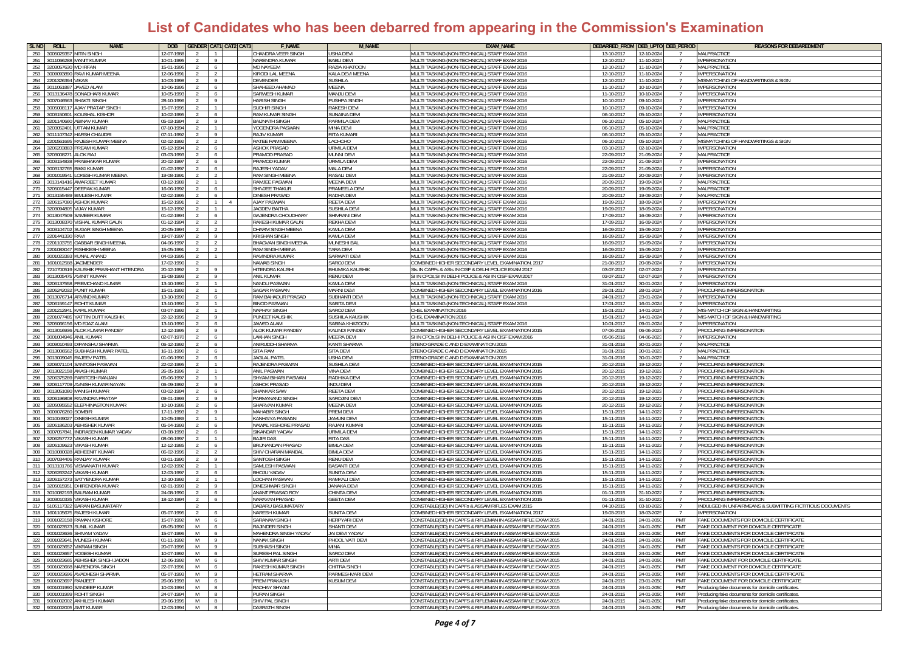# List of Candidates who has been debarred from appearing in the Commission's Examination

| SL NO | ROLL | NAME | DOB | GENDER | CAT1 | CAT2 | CAT3 | F_NAME | M_NAME | EXAM_NAME | DEBARRED_FROM | DEB_UPTO | DEB_PERIOD | REASONS FOR DEBAREDMENT |
|---|---|---|---|---|---|---|---|---|---|---|---|---|---|---|
| 250 | 3005029357 | NITIN SINGH | 12-07-1988 | 2 | 1 | | | CHANDRA VEER SINGH | USHA DEVI | MULTI TASKING (NON-TECHNICAL) STAFF EXAM 2016 | 13-10-2017 | 12-10-2024 | 7 | MALPRACTICE |
| 251 | 3011066288 | MANIT KUMAR | 10-01-1995 | 2 | 9 | | | NARENDRA KUMAR | BABLI DEVI | MULTI TASKING (NON-TECHNICAL) STAFF EXAM 2016 | 12-10-2017 | 11-10-2024 | 7 | IMPERSONATION |
| 252 | 3203057630 | MD IRFAN | 15-01-1995 | 2 | 6 | | | MD NAYEEM | RAZIA KHATOON | MULTI TASKING (NON-TECHNICAL) STAFF EXAM 2016 | 12-10-2017 | 11-10-2024 | 7 | MALPRACTICE |
| 253 | 3009003890 | RAVI KUMAR MEENA | 12-06-1991 | 2 | 2 | | | KIRODI LAL MEENA | KALA DEVI MEENA | MULTI TASKING (NON-TECHNICAL) STAFF EXAM 2016 | 12-10-2017 | 11-10-2024 | 7 | IMPERSONATION |
| 254 | 2201326394 | VIKAS | 10-03-1998 | 2 | 9 | | | DEVENDER | SUSHILA | MULTI TASKING (NON-TECHNICAL) STAFF EXAM 2016 | 12-10-2017 | 11-10-2024 | 7 | MISMATCHING OF HANDWRITINGS & SIGN |
| 255 | 3011061887 | JAVED ALAM | 10-06-1995 | 2 | 6 | | | SHAHEED AHAMAD | MEENA | MULTI TASKING (NON-TECHNICAL) STAFF EXAM 2016 | 11-10-2017 | 10-10-2024 | 7 | IMPERSONATION |
| 256 | 3013136478 | SONADHARI KUMAR | 10-05-1993 | 2 | 6 | | | SARWESH KUMAR | MANJU DEVI | MULTI TASKING (NON-TECHNICAL) STAFF EXAM 2016 | 11-10-2017 | 10-10-2024 | 7 | IMPERSONATION |
| 257 | 3007046563 | SHAKTI SINGH | 28-10-1996 | 2 | 9 | | | HARISH SINGH | PUSHPA SINGH | MULTI TASKING (NON-TECHNICAL) STAFF EXAM 2016 | 10-10-2017 | 09-10-2024 | 7 | IMPERSONATION |
| 258 | 3005008117 | AJAY PRATAP SINGH | 15-07-1995 | 2 | 1 | | | SUDHIR SINGH | RAKESH DEVI | MULTI TASKING (NON-TECHNICAL) STAFF EXAM 2016 | 10-10-2017 | 09-10-2024 | 7 | IMPERSONATION |
| 259 | 3003150601 | KOUSHAL KISHOR | 10-02-1995 | 2 | 6 | | | RAM KUMAR SINGH | SUNAINA DEVI | MULTI TASKING (NON-TECHNICAL) STAFF EXAM 2016 | 06-10-2017 | 05-10-2024 | 7 | IMPERSONATION |
| 260 | 3201140660 | ABINAV KUMAR | 05-03-1994 | 2 | 9 | | | BAIJNATH SINGH | PARMILA DEVI | MULTI TASKING (NON-TECHNICAL) STAFF EXAM 2016 | 06-10-2017 | 05-10-2024 | 7 | MALPRACTICE |
| 261 | 3203052401 | UTTAM KUMAR | 07-10-1994 | 2 | 1 | | | YOGENDRA PASWAN | MINA DEVI | MULTI TASKING (NON-TECHNICAL) STAFF EXAM 2016 | 06-10-2017 | 05-10-2024 | 7 | MALPRACTICE |
| 262 | 3011107342 | HARSH CHAUDRI | 07-11-1992 | 2 | 9 | | | RAJIV KUMAR | RITA KUMARI | MULTI TASKING (NON-TECHNICAL) STAFF EXAM 2016 | 06-10-2017 | 05-10-2024 | 7 | MALPRACTICE |
| 263 | 2201561695 | RAJESH KUMAR MEENA | 02-02-1992 | 2 | 2 | | | RATEE RAM MEENA | LACHCHO | MULTI TASKING (NON-TECHNICAL) STAFF EXAM 2016 | 06-10-2017 | 05-10-2024 | 7 | MISMATCHING OF HANDWRITINGS & SIGN |
| 264 | 3206203883 | PREAM KUMAR | 05-12-1994 | 2 | 6 | | | ASHOK PRASAD | URMILA DEVI | MULTI TASKING (NON-TECHNICAL) STAFF EXAM 2016 | 03-10-2017 | 02-10-2024 | 7 | IMPERSONATION |
| 265 | 3203008271 | ALOK RAJ | 03-03-1993 | 2 | 6 | | | PRAMOD PRASAD | MUNNI DEVI | MULTI TASKING (NON-TECHNICAL) STAFF EXAM 2016 | 22-09-2017 | 21-09-2024 | 7 | MALPRACTICE |
| 266 | 3003154838 | PRABHAKAR KUMAR | 20-02-1997 | 2 | 6 | | | PRAMOD KUMAR | URMILA DEVI | MULTI TASKING (NON-TECHNICAL) STAFF EXAM 2016 | 22-09-2017 | 21-09-2024 | 7 | IMPERSONATION |
| 267 | 3003132765 | BIKKI KUMAR | 01-02-1997 | 2 | 6 | | | RAJESH YADAV | MALA DEVI | MULTI TASKING (NON-TECHNICAL) STAFF EXAM 2016 | 22-09-2017 | 21-09-2024 | 7 | IMPERSONATION |
| 268 | 3001019541 | LOKESH KUMAR MEENA | 19-08-1991 | 2 | 2 | | | RAM SINGH MEENA | RASALI DEVI | MULTI TASKING (NON-TECHNICAL) STAFF EXAM 2016 | 21-09-2017 | 20-09-2024 | 7 | IMPERSONATION |
| 269 | 3013141416 | AMARJEET KUMAR | 03-12-1989 | 2 | 1 | | | RAMJEE PASWAN | MEENA DEVI | MULTI TASKING (NON-TECHNICAL) STAFF EXAM 2016 | 20-09-2017 | 19-09-2024 | 7 | MALPRACTICE |
| 270 | 3205015447 | DEEPAK KUMAR | 16-06-1992 | 2 | 6 | | | SHIVJEE THAKUR | PRAMEELA DEVI | MULTI TASKING (NON-TECHNICAL) STAFF EXAM 2016 | 20-09-2017 | 19-09-2024 | 7 | MALPRACTICE |
| 271 | 3013155489 | BIMLESH KUMAR | 02-02-1995 | 2 | 6 | | | DINESH PRASAD | RADHA DEVI | MULTI TASKING (NON-TECHNICAL) STAFF EXAM 2016 | 20-09-2017 | 19-09-2024 | 7 | MALPRACTICE |
| 272 | 3206157080 | ASHOK KUMAR | 15-02-1991 | 2 | 1 | 4 | | AJAY PASWAN | REETA DEVI | MULTI TASKING (NON-TECHNICAL) STAFF EXAM 2016 | 19-09-2017 | 18-09-2024 | 7 | IMPERSONATION |
| 273 | 3203094805 | VIJAY KUMAR | 15-12-1992 | 2 | 1 | | | JAGDEV BAITHA | SUSHILA DEVI | MULTI TASKING (NON-TECHNICAL) STAFF EXAM 2016 | 19-09-2017 | 18-09-2024 | 7 | IMPERSONATION |
| 274 | 3013047509 | SAMEER KUMAR | 01-02-1994 | 2 | 6 | | | GAJENDRA CHOUDHARY | SHIVRANI DEVI | MULTI TASKING (NON-TECHNICAL) STAFF EXAM 2016 | 17-09-2017 | 16-09-2024 | 7 | IMPERSONATION |
| 275 | 3013008370 | VISHAL KUMAR GAUN | 01-12-1994 | 2 | 2 | | | RAKESH KUMAR GAUN | REKHA DEVI | MULTI TASKING (NON-TECHNICAL) STAFF EXAM 2016 | 17-09-2017 | 16-09-2024 | 7 | IMPERSONATION |
| 276 | 3003104702 | SUGAR SINGH MEENA | 20-05-1994 | 2 | 2 | | | DHARM SINGH MEENA | KAMLA DEVI | MULTI TASKING (NON-TECHNICAL) STAFF EXAM 2016 | 16-09-2017 | 15-09-2024 | 7 | IMPERSONATION |
| 277 | 2201441330 | RAVI | 19-07-1997 | 2 | 9 | | | KRISHAN SINGH | KAMLA DEVI | MULTI TASKING (NON-TECHNICAL) STAFF EXAM 2016 | 16-09-2017 | 15-09-2024 | 7 | IMPERSONATION |
| 278 | 2201103755 | GABBAR SINGH MEENA | 04-06-1997 | 2 | 2 | | | BHAGVAN SINGH MEENA | MUNESHI BAI | MULTI TASKING (NON-TECHNICAL) STAFF EXAM 2016 | 16-09-2017 | 15-09-2024 | 7 | IMPERSONATION |
| 279 | 2201083047 | RISHIKESH MEENA | 15-05-1991 | 2 | 2 | | | RAM SINGH MEENA | TARA DEVI | MULTI TASKING (NON-TECHNICAL) STAFF EXAM 2016 | 16-09-2017 | 15-09-2024 | 7 | IMPERSONATION |
| 280 | 3001023393 | KUNAL ANAND | 04-03-1995 | 2 | 1 | | | RAVINDRA KUMAR | SARWATI DEVI | MULTI TASKING (NON-TECHNICAL) STAFF EXAM 2016 | 16-09-2017 | 15-09-2024 | 7 | IMPERSONATION |
| 281 | 1601012588 | JAGMENDER | 17-02-1990 | 2 | | | | NAWAB SINGH | SAROJ DEVI | COMBINED HIGHER SECONDARY LEVEL EXAMINATION, 2017 | 21-08-2017 | 20-08-2024 | 7 | IMPERSONATION |
| 282 | 7210700519 | KAUSHIK PRASHANT HITENDRA | 20-12-1992 | 2 | 9 | | | HITENDRA KAUSHI | BHUMIKA KAUSHIK | SIs IN CAPFs & ASIs IN CISF & DELHI POLICE EXAM 2017 | 03-07-2017 | 02-07-2024 | 7 | IMPERSONATION |
| 283 | 3013005475 | AVINIT KUMAR | 15-08-1993 | 2 | 9 | | | ANIL KUMAR | RENU DEVI | SI IN CPOs,SI IN DELHI POLICE & ASI IN CISF EXAM 2017 | 03-07-2017 | 02-07-2024 | 7 | IMPERSONATION |
| 284 | 3206137558 | PREMCHAND KUMAR | 13-10-1990 | 2 | 1 | | | NANDU PASWAN | KAMLA DEVI | MULTI TASKING (NON-TECHNICAL) STAFF EXAM 2016 | 31-01-2017 | 30-01-2024 | 7 | IMPERSONATION |
| 285 | 3206242032 | PUNIT KUMAR | 15-01-1992 | 2 | 1 | | | SAGAR PASWAN | MARNI DEVI | COMBINED HIGHER SECONDARY LEVEL EXAMINATION 2016 | 29-01-2017 | 28-01-2024 | 7 | PROCURING IMPERSONATION |
| 286 | 3013076714 | ARVIND KUMAR | 13-10-1990 | 2 | 6 | | | RAM BAHADUR PRASAD | SUBHAWATI DEVI | MULTI TASKING (NON-TECHNICAL) STAFF EXAM 2016 | 24-01-2017 | 23-01-2024 | 7 | IMPERSONATION |
| 287 | 3206159147 | ROHIT KUMAR | 13-10-1990 | 2 | 1 | | | BINOD PASWAN | SABITA DEVI | MULTI TASKING (NON-TECHNICAL) STAFF EXAM 2016 | 17-01-2017 | 16-01-2024 | 7 | IMPERSONATION |
| 288 | 2201212941 | KAPIL KUMAR | 03-07-1992 | 2 | 1 | | | NAPHAY SINGH | SAROJ DEVI | CHSL EXAMINATION 2016 | 15-01-2017 | 14-01-2024 | 7 | MIS-MATCH OF SIGN & HANDWRITING |
| 289 | 2201077485 | YATTIN DUTT KAUSHIK | 22-12-1995 | 2 | 9 | | | PUNEET KAUSHIK | SUSHILA KAUSHIK | CHSL EXAMINATION 2016 | 15-01-2017 | 14-01-2024 | 7 | MIS-MATCH OF SIGN & HANDWRITING |
| 290 | 3205066156 | MD EJAZ ALAM | 13-10-1990 | 2 | 6 | | | JAWED ALAM | SABINA KHATOON | MULTI TASKING (NON-TECHNICAL) STAFF EXAM 2016 | 10-01-2017 | 09-01-2024 | 7 | IMPERSONATION |
| 291 | 3013016936 | ALOK KUMAR PANDEY | 12-12-1995 | 2 | 9 | | | ALOK KUMAR PANDEY | KALINDI PANDEY | COMBINED HIGHER SECONDARY LEVEL EXAMINATION 2015 | 07-06-2016 | 06-06-2023 | 7 | PROCURING IMPERSONATION |
| 292 | 3001004946 | ANIL KUMAR | 02-07-1970 | 2 | 6 | | | LAKHAN SINGH | MEERA DEVI | SI IN CPOs,SI IN DELHI POLICE & ASI IN CISF EXAM 2016 | 05-06-2016 | 04-06-2023 | 7 | IMPERSONATION |
| 293 | 3009010493 | DIPANSHU SHARMA | 06-12-1992 | 2 | 6 | | | ANIRUDDH SHARMA | KANTI SHARMA | STENO GRADE C AND D EXAMINATION 2015 | 31-01-2016 | 30-01-2023 | 7 | MALPRACTICE |
| 294 | 3013006562 | SUBHASH KUMAR PATEL | 16-11-1990 | 2 | 6 | | | SITA RAM | SITA DEVI | STENO GRADE C AND D EXAMINATION 2015 | 31-01-2016 | 30-01-2023 | 7 | MALPRACTICE |
| 295 | 3013009045 | RAJEEV PATEL | 01-06-1990 | 2 | 6 | | | JAGLAL PATEL | USHA DEVI | STENO GRADE C AND D EXAMINATION 2015 | 31-01-2016 | 30-01-2023 | 7 | MALPRACTICE |
| 296 | 3206071104 | SANTOSH PASWAN | 22-02-1995 | 2 | 1 | | | RAJENDRA PASWAN | SUSHILA DEVI | COMBINED HIGHER SECONDARY LEVEL EXAMINATION 2015 | 20-12-2015 | 19-12-2022 | 7 | PROCURING IMPERSONATION |
| 297 | 3013022158 | AKASH KUMAR | 26-05-1996 | 2 | 1 | | | ANIL PASWAN | VINA DEVI | COMBINED HIGHER SECONDARY LEVEL EXAMINATION 2015 | 20-12-2015 | 19-12-2022 | 7 | PROCURING IMPERSONATION |
| 298 | 3206375289 | PARITOSH RANJAN | 05-06-1997 | 2 | 1 | | | SHYAM BIHARI PASWAN | RADHIKA DEVI | COMBINED HIGHER SECONDARY LEVEL EXAMINATION 2015 | 20-12-2015 | 19-12-2022 | 7 | PROCURING IMPERSONATION |
| 299 | 3206117709 | AVNISH KUMAR NAYAN | 06-09-1992 | 2 | 9 | | | ASHOK PRASAD | INDU DEVI | COMBINED HIGHER SECONDARY LEVEL EXAMINATION 2015 | 20-12-2015 | 19-12-2022 | 7 | PROCURING IMPERSONATION |
| 300 | 3013016380 | MANISH KUMAR | 03-02-1994 | 2 | 6 | | | SHANKAR SAW | REETA DEVI | COMBINED HIGHER SECONDARY LEVEL EXAMINATION 2015 | 20-12-2015 | 19-12-2022 | 7 | PROCURING IMPERSONATION |
| 301 | 3206196808 | RAVINDRA PRATAP | 09-01-1993 | 2 | 9 | | | PARMANAND SINGH | SAROJINI DEVI | COMBINED HIGHER SECONDARY LEVEL EXAMINATION 2015 | 20-12-2015 | 19-12-2022 | 7 | PROCURING IMPERSONATION |
| 302 | 3205095552 | ELEPHINASTON KUMAR | 10-10-1986 | 2 | 6 | | | SHARVAN KUMAR | MEENA DEVI | COMBINED HIGHER SECONDARY LEVEL EXAMINATION 2015 | 20-12-2015 | 19-12-2022 | 7 | PROCURING IMPERSONATION |
| 303 | 3009076260 | SOMBIR | 17-11-1993 | 2 | 9 | | | MAHABIR SINGH | PREM DEVI | COMBINED HIGHER SECONDARY LEVEL EXAMINATION 2015 | 15-11-2015 | 14-11-2022 | 7 | PROCURING IMPERSONATION |
| 304 | 3010049027 | DINESH KUMAR | 10-05-1989 | 2 | 1 | | | KANHAIYA PASWAN | JAMUNI DEVI | COMBINED HIGHER SECONDARY LEVEL EXAMINATION 2015 | 15-11-2015 | 14-11-2022 | 7 | PROCURING IMPERSONATION |
| 305 | 3206186203 | ABHISHEK KUMAR | 05-04-1993 | 2 | 6 | | | NAWAL KISHORE PRASAD | RAJANI KUMARI | COMBINED HIGHER SECONDARY LEVEL EXAMINATION 2015 | 15-11-2015 | 14-11-2022 | 7 | PROCURING IMPERSONATION |
| 306 | 3007057841 | INDRASEN KUMAR YADAV | 03-08-1993 | 2 | 6 | | | SIKANDAR YADAV | URMILA DEVI | COMBINED HIGHER SECONDARY LEVEL EXAMINATION 2015 | 15-11-2015 | 14-11-2022 | 7 | PROCURING IMPERSONATION |
| 307 | 3206257772 | VIKASH KUMAR | 08-06-1997 | 2 | 1 | | | BAJIR DAS | RITA DAS | COMBINED HIGHER SECONDARY LEVEL EXAMINATION 2015 | 15-11-2015 | 14-11-2022 | 7 | PROCURING IMPERSONATION |
| 308 | 3206109623 | VIKASH KUMAR | 12-12-1985 | 2 | 6 | | | BRIJNANDAN PRASAD | BIMLA DEVI | COMBINED HIGHER SECONDARY LEVEL EXAMINATION 2015 | 15-11-2015 | 14-11-2022 | 7 | PROCURING IMPERSONATION |
| 309 | 3010080028 | ABHEENIT KUMAR | 06-02-1995 | 2 | 2 | | | SHIV CHARAN MANDAL | BIMLA DEVI | COMBINED HIGHER SECONDARY LEVEL EXAMINATION 2015 | 15-11-2015 | 14-11-2022 | 7 | PROCURING IMPERSONATION |
| 310 | 3007034406 | RANJAY KUMAR | 03-01-1990 | 2 | 9 | | | SANTOSH SINGH | RENU DEVI | COMBINED HIGHER SECONDARY LEVEL EXAMINATION 2015 | 15-11-2015 | 14-11-2022 | 7 | PROCURING IMPERSONATION |
| 311 | 3013101766 | VISWANATH KUMAR | 12-02-1992 | 2 | 1 | | | SAMLESH PASWAN | BASANTI DEVI | COMBINED HIGHER SECONDARY LEVEL EXAMINATION 2015 | 15-11-2015 | 14-11-2022 | 7 | PROCURING IMPERSONATION |
| 312 | 3206263242 | VIKASH KUMAR | 12-03-1997 | 2 | 6 | | | BHOJU YADAV | SUNITA DEVI | COMBINED HIGHER SECONDARY LEVEL EXAMINATION 2015 | 15-11-2015 | 14-11-2022 | 7 | PROCURING IMPERSONATION |
| 313 | 3206157273 | SATYENDRA KUMAR | 12-10-1992 | 2 | 1 | | | LOCHAN PASWAN | RAMKALI DEVI | COMBINED HIGHER SECONDARY LEVEL EXAMINATION 2015 | 15-11-2015 | 14-11-2022 | 7 | PROCURING IMPERSONATION |
| 314 | 3205015951 | DHIRENDRA KUMAR | 02-01-1993 | 2 | 9 | | | DINESHWAR SINGH | JANAKA DEVI | COMBINED HIGHER SECONDARY LEVEL EXAMINATION 2015 | 15-11-2015 | 14-11-2022 | 7 | PROCURING IMPERSONATION |
| 315 | 3010082193 | BALRAM KUMAR | 24-08-1990 | 2 | 6 | | | ANANT PRASAD ROY | CHINTA DEVI | COMBINED HIGHER SECONDARY LEVEL EXAMINATION 2015 | 01-11-2015 | 31-10-2022 | 7 | PROCURING IMPERSONATION |
| 316 | 3003010335 | VIKASH KUMAR | 18-12-1994 | 2 | 6 | | | NARAYAN PRASAD | GEETA DEVI | COMBINED HIGHER SECONDARY LEVEL EXAMINATION 2015 | 01-11-2015 | 31-10-2022 | 7 | PROCURING IMPERSONATION |
| 317 | 5105117322 | BARAN BASUMATARY | | 2 | | | | DABARU BASUMATARY | | CONSTABLE(GD) IN CAPFs & ASSAM RIFLES EXAM 2015 | 04-10-2015 | 03-10-2022 | 7 | INDULGED IN UNFAIRMEANS & SUBMITTING FICTITIOUS DOCUMENTS |
| 318 | 1601105675 | RAJESH KUMAR | 05-07-1995 | 2 | 6 | | | NARESH KUMAR | SUNITA DEVI | COMBINED HIGHER SECONDARY LEVEL EXAMINATION, 2017 | 19-03-2015 | 18-03-2025 | 7 | IMPERSONATION |
| 319 | 9001023158 | RAMAN KISHORE | 15-07-1992 | M | 6 | | | SARANAM SINGH | HERPYARI DEVI | CONSTABLE(GD) IN CAPFS & RIFLEMAN IN ASSAM RIFLE EXAM 2015 | 24-01-2015 | 24-01-2050 | PMT | FAKE DOCUMENTS FOR DOMICILE CERTIFICATE |
| 320 | 9001023573 | SUNIL KUMAR | 08-05-1990 | M | 6 | | | RAJINDER SINGH | SHANTI DEVI | CONSTABLE(GD) IN CAPFS & RIFLEMAN IN ASSAM RIFLE EXAM 2015 | 24-01-2015 | 24-01-2050 | PMT | FAKE DOCUMENT FOR DOMICILE CERTIFICATE |
| 321 | 9001023636 | SHIVAM YADAV | 15-07-1996 | M | 6 | | | MAHENDRA SINGH YADAV | JAI DEVI YADAV | CONSTABLE(GD) IN CAPFS & RIFLEMAN IN ASSAM RIFLE EXAM 2015 | 24-01-2015 | 24-01-2050 | PMT | FAKE DOCUMENTS FOR DOMICILE CERTIFICATE |
| 322 | 9001023641 | MUNESH KUMAR | 01-11-1992 | M | 9 | | | NANAK SINGH | PHOOL VATI DEVI | CONSTABLE(GD) IN CAPFS & RIFLEMAN IN ASSAM RIFLE EXAM 2015 | 24-01-2015 | 24-01-2050 | PMT | FAKE DOCUMENTS FOR DOMICILE CERTIFICATE |
| 323 | 9001023652 | VIKRAM SINGH | 20-07-1995 | M | 9 | | | SUBHASH SINGH | MINA | CONSTABLE(GD) IN CAPFS & RIFLEMAN IN ASSAM RIFLE EXAM 2015 | 24-01-2015 | 24-01-2050 | PMT | FAKE DOCUMENTS FOR DOMICILE CERTIFICATE |
| 324 | 9001023657 | YOGESH KUMAR | 10-07-1992 | M | 6 | | | SURESH PAL SINGH | SAROJ DEVI | CONSTABLE(GD) IN CAPFS & RIFLEMAN IN ASSAM RIFLE EXAM 2015 | 24-01-2015 | 24-01-2050 | PMT | FAKE DOCUMENTS FOR DOMICILE CERTIFICATE |
| 325 | 9001023665 | ABHISHEK SINGH JADON | 12-06-1992 | M | 6 | | | SHIV KUMAR SINGH | ARTI DEVI | CONSTABLE(GD) IN CAPFS & RIFLEMAN IN ASSAM RIFLE EXAM 2015 | 24-01-2015 | 24-01-2050 | PMT | FAKE DOCUMENT FOR DOMICILE CERTIFICATE |
| 326 | 9001023668 | NARENDRA SINGH | 22-07-1991 | M | 6 | | | RAKESH KUMAR SINGH | CHITRA SINGH | CONSTABLE(GD) IN CAPFS & RIFLEMAN IN ASSAM RIFLE EXAM 2015 | 24-01-2015 | 24-01-2050 | PMT | FAKE DOCUMENT FOR DOMICILE CERTIFICATE |
| 327 | 9001023696 | AVADHESH SHARMA | 05-07-1993 | M | 9 | | | HETRAM SHARMA | PARMESHVARI DEVI | CONSTABLE(GD) IN CAPFS & RIFLEMAN IN ASSAM RIFLE EXAM 2015 | 24-01-2015 | 24-01-2050 | PMT | FAKE DOCUMENTS FOR DOMICILE CERTIFICATE |
| 328 | 9001023697 | RANJEET | 26-06-1993 | M | 6 | | | PREM PRAKASH | KUSUM DEVI | CONSTABLE(GD) IN CAPFS & RIFLEMAN IN ASSAM RIFLE EXAM 2015 | 24-01-2015 | 23-01-2050 | PMT | FAKE DOCUMENT FOR DOMICILE CERTIFICATE |
| 329 | 9001001990 | SANDEEP KUMAR | 10-03-1994 | M | 8 | | | RADHAY SHYAM | | CONSTABLE(GD) IN CAPFS & RIFLEMAN IN ASSAM RIFLE EXAM 2015 | 24-01-2015 | 24-01-2050 | PMT | Producing fake documents for domicile certificates. |
| 330 | 9001001999 | ROHIT SINGH | 24-07-1994 | M | 8 | | | PURAN SINGH | | CONSTABLE(GD) IN CAPFS & RIFLEMAN IN ASSAM RIFLE EXAM 2015 | 24-01-2015 | 24-01-2050 | PMT | Producing fake documents for domicile certificates. |
| 331 | 9001002002 | AKHILESH KUMAR | 20-06-1995 | M | 8 | | | SHIV PAL SINGH | | CONSTABLE(GD) IN CAPFS & RIFLEMAN IN ASSAM RIFLE EXAM 2015 | 24-01-2015 | 24-01-2050 | PMT | Producing fake documents for domicile certificates. |
| 332 | 9001002005 | AMIT KUMAR | 12-03-1994 | M | 8 | | | DASRATH SINGH | | CONSTABLE(GD) IN CAPFS & RIFLEMAN IN ASSAM RIFLE EXAM 2015 | 24-01-2015 | 24-01-2050 | PMT | Producing fake documents for domicile certificates. |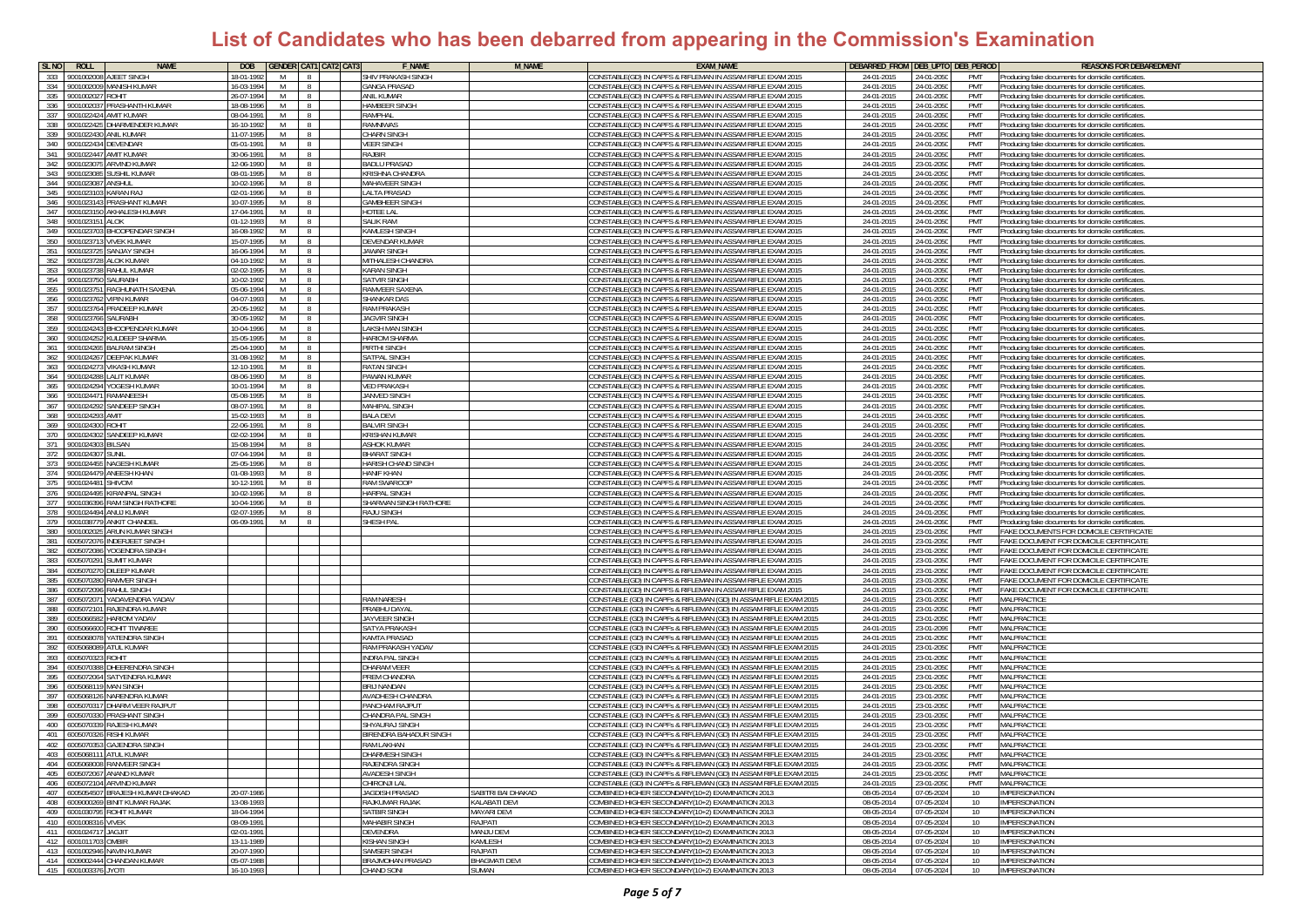# List of Candidates who has been debarred from appearing in the Commission's Examination

| SL NO | ROLL | NAME | DOB | GENDER | CAT1 | CAT2 | CAT3 | F_NAME | M_NAME | EXAM_NAME | DEBARRED_FROM | DEB_UPTO | DEB_PERIOD | REASONS FOR DEBAREDMENT |
|---|---|---|---|---|---|---|---|---|---|---|---|---|---|---|
| 333 | 9001002008 | AJEET SINGH | 18-01-1992 | M | 8 | | | SHIV PRAKASH SINGH | | CONSTABLE(GD) IN CAPFS & RIFLEMAN IN ASSAM RIFLE EXAM 2015 | 24-01-2015 | 24-01-2050 | PMT | Producing fake documents for domicile certificates. |
| 334 | 9001002009 | MANISH KUMAR | 16-03-1994 | M | 8 | | | GANGA PRASAD | | CONSTABLE(GD) IN CAPFS & RIFLEMAN IN ASSAM RIFLE EXAM 2015 | 24-01-2015 | 24-01-2050 | PMT | Producing fake documents for domicile certificates. |
| 335 | 9001002027 | ROHIT | 26-07-1994 | M | 8 | | | ANIL KUMAR | | CONSTABLE(GD) IN CAPFS & RIFLEMAN IN ASSAM RIFLE EXAM 2015 | 24-01-2015 | 24-01-2050 | PMT | Producing fake documents for domicile certificates. |
| 336 | 9001002037 | PRASHANTH KUMAR | 18-08-1996 | M | 8 | | | HAMBEER SINGH | | CONSTABLE(GD) IN CAPFS & RIFLEMAN IN ASSAM RIFLE EXAM 2015 | 24-01-2015 | 24-01-2050 | PMT | Producing fake documents for domicile certificates. |
| 337 | 9001022424 | AMIT KUMAR | 08-04-1991 | M | 8 | | | RAMPHAL | | CONSTABLE(GD) IN CAPFS & RIFLEMAN IN ASSAM RIFLE EXAM 2015 | 24-01-2015 | 24-01-2050 | PMT | Producing fake documents for domicile certificates. |
| 338 | 9001022425 | DHARMENDER KUMAR | 16-10-1992 | M | 8 | | | RAMNIWAS | | CONSTABLE(GD) IN CAPFS & RIFLEMAN IN ASSAM RIFLE EXAM 2015 | 24-01-2015 | 24-01-2050 | PMT | Producing fake documents for domicile certificates. |
| 339 | 9001022430 | ANIL KUMAR | 11-07-1995 | M | 8 | | | CHARN SINGH | | CONSTABLE(GD) IN CAPFS & RIFLEMAN IN ASSAM RIFLE EXAM 2015 | 24-01-2015 | 24-01-2050 | PMT | Producing fake documents for domicile certificates. |
| 340 | 9001022434 | DEVENDAR | 05-01-1991 | M | 8 | | | VEER SINGH | | CONSTABLE(GD) IN CAPFS & RIFLEMAN IN ASSAM RIFLE EXAM 2015 | 24-01-2015 | 24-01-2050 | PMT | Producing fake documents for domicile certificates. |
| 341 | 9001022447 | AMIT KUMAR | 30-06-1991 | M | 8 | | | RAJBIR | | CONSTABLE(GD) IN CAPFS & RIFLEMAN IN ASSAM RIFLE EXAM 2015 | 24-01-2015 | 24-01-2050 | PMT | Producing fake documents for domicile certificates. |
| 342 | 9001023075 | ARVIND KUMAR | 12-06-1990 | M | 8 | | | BADLU PRASAD | | CONSTABLE(GD) IN CAPFS & RIFLEMAN IN ASSAM RIFLE EXAM 2015 | 24-01-2015 | 23-01-2050 | PMT | Producing fake documents for domicile certificates. |
| 343 | 9001023085 | SUSHIL KUMAR | 08-01-1995 | M | 8 | | | KRISHNA CHANDRA | | CONSTABLE(GD) IN CAPFS & RIFLEMAN IN ASSAM RIFLE EXAM 2015 | 24-01-2015 | 24-01-2050 | PMT | Producing fake documents for domicile certificates. |
| 344 | 9001023087 | ANSHUL | 10-02-1996 | M | 8 | | | MAHAVEER SINGH | | CONSTABLE(GD) IN CAPFS & RIFLEMAN IN ASSAM RIFLE EXAM 2015 | 24-01-2015 | 24-01-2050 | PMT | Producing fake documents for domicile certificates. |
| 345 | 9001023103 | KARAN RAJ | 02-01-1996 | M | 8 | | | LALTA PRASAD | | CONSTABLE(GD) IN CAPFS & RIFLEMAN IN ASSAM RIFLE EXAM 2015 | 24-01-2015 | 24-01-2050 | PMT | Producing fake documents for domicile certificates. |
| 346 | 9001023143 | PRASHANT KUMAR | 10-07-1995 | M | 8 | | | GAMBHEER SINGH | | CONSTABLE(GD) IN CAPFS & RIFLEMAN IN ASSAM RIFLE EXAM 2015 | 24-01-2015 | 24-01-2050 | PMT | Producing fake documents for domicile certificates. |
| 347 | 9001023150 | AKHALESH KUMAR | 17-04-1991 | M | 8 | | | HOTEE LAL | | CONSTABLE(GD) IN CAPFS & RIFLEMAN IN ASSAM RIFLE EXAM 2015 | 24-01-2015 | 24-01-2050 | PMT | Producing fake documents for domicile certificates. |
| 348 | 9001023151 | ALOK | 01-12-1993 | M | 8 | | | SALIK RAM | | CONSTABLE(GD) IN CAPFS & RIFLEMAN IN ASSAM RIFLE EXAM 2015 | 24-01-2015 | 24-01-2050 | PMT | Producing fake documents for domicile certificates. |
| 349 | 9001023703 | BHOOPENDAR SINGH | 16-08-1992 | M | 8 | | | KAMLESH SINGH | | CONSTABLE(GD) IN CAPFS & RIFLEMAN IN ASSAM RIFLE EXAM 2015 | 24-01-2015 | 24-01-2050 | PMT | Producing fake documents for domicile certificates. |
| 350 | 9001023713 | VIVEK KUMAR | 15-07-1995 | M | 8 | | | DEVENDAR KUMAR | | CONSTABLE(GD) IN CAPFS & RIFLEMAN IN ASSAM RIFLE EXAM 2015 | 24-01-2015 | 24-01-2050 | PMT | Producing fake documents for domicile certificates. |
| 351 | 9001023725 | SANJAY SINGH | 16-06-1994 | M | 8 | | | JAWAR SINGH | | CONSTABLE(GD) IN CAPFS & RIFLEMAN IN ASSAM RIFLE EXAM 2015 | 24-01-2015 | 24-01-2050 | PMT | Producing fake documents for domicile certificates. |
| 352 | 9001023728 | ALOK KUMAR | 04-10-1992 | M | 8 | | | MITHALESH CHANDRA | | CONSTABLE(GD) IN CAPFS & RIFLEMAN IN ASSAM RIFLE EXAM 2015 | 24-01-2015 | 24-01-2050 | PMT | Producing fake documents for domicile certificates. |
| 353 | 9001023738 | RAHUL KUMAR | 02-02-1995 | M | 8 | | | KARAN SINGH | | CONSTABLE(GD) IN CAPFS & RIFLEMAN IN ASSAM RIFLE EXAM 2015 | 24-01-2015 | 24-01-2050 | PMT | Producing fake documents for domicile certificates. |
| 354 | 9001023750 | SAURABH | 10-02-1992 | M | 8 | | | SATVIR SINGH | | CONSTABLE(GD) IN CAPFS & RIFLEMAN IN ASSAM RIFLE EXAM 2015 | 24-01-2015 | 24-01-2050 | PMT | Producing fake documents for domicile certificates. |
| 355 | 9001023751 | RAGHUNATH SAXENA | 05-06-1994 | M | 8 | | | RAMVEER SAXENA | | CONSTABLE(GD) IN CAPFS & RIFLEMAN IN ASSAM RIFLE EXAM 2015 | 24-01-2015 | 24-01-2050 | PMT | Producing fake documents for domicile certificates. |
| 356 | 9001023762 | VIPIN KUMAR | 04-07-1993 | M | 8 | | | SHANKAR DAS | | CONSTABLE(GD) IN CAPFS & RIFLEMAN IN ASSAM RIFLE EXAM 2015 | 24-01-2015 | 24-01-2050 | PMT | Producing fake documents for domicile certificates. |
| 357 | 9001023764 | PRADEEP KUMAR | 20-05-1992 | M | 8 | | | RAM PRAKASH | | CONSTABLE(GD) IN CAPFS & RIFLEMAN IN ASSAM RIFLE EXAM 2015 | 24-01-2015 | 24-01-2050 | PMT | Producing fake documents for domicile certificates. |
| 358 | 9001023766 | SAURABH | 30-05-1992 | M | 8 | | | JAGVIR SINGH | | CONSTABLE(GD) IN CAPFS & RIFLEMAN IN ASSAM RIFLE EXAM 2015 | 24-01-2015 | 24-01-2050 | PMT | Producing fake documents for domicile certificates. |
| 359 | 9001024243 | BHOOPENDAR KUMAR | 10-04-1996 | M | 8 | | | LAKSHMAN SINGH | | CONSTABLE(GD) IN CAPFS & RIFLEMAN IN ASSAM RIFLE EXAM 2015 | 24-01-2015 | 24-01-2050 | PMT | Producing fake documents for domicile certificates. |
| 360 | 9001024252 | KULDEEP SHARMA | 15-05-1995 | M | 8 | | | HARIOM SHARMA | | CONSTABLE(GD) IN CAPFS & RIFLEMAN IN ASSAM RIFLE EXAM 2015 | 24-01-2015 | 24-01-2050 | PMT | Producing fake documents for domicile certificates. |
| 361 | 9001024265 | BALRAM SINGH | 25-04-1990 | M | 8 | | | PIRTHI SINGH | | CONSTABLE(GD) IN CAPFS & RIFLEMAN IN ASSAM RIFLE EXAM 2015 | 24-01-2015 | 24-01-2050 | PMT | Producing fake documents for domicile certificates. |
| 362 | 9001024267 | DEEPAK KUMAR | 31-08-1992 | M | 8 | | | SATPAL SINGH | | CONSTABLE(GD) IN CAPFS & RIFLEMAN IN ASSAM RIFLE EXAM 2015 | 24-01-2015 | 24-01-2050 | PMT | Producing fake documents for domicile certificates. |
| 363 | 9001024273 | VIKASH KUMAR | 12-10-1991 | M | 8 | | | RATAN SINGH | | CONSTABLE(GD) IN CAPFS & RIFLEMAN IN ASSAM RIFLE EXAM 2015 | 24-01-2015 | 24-01-2050 | PMT | Producing fake documents for domicile certificates. |
| 364 | 9001024288 | LALIT KUMAR | 08-06-1990 | M | 8 | | | PAWAN KUMAR | | CONSTABLE(GD) IN CAPFS & RIFLEMAN IN ASSAM RIFLE EXAM 2015 | 24-01-2015 | 24-01-2050 | PMT | Producing fake documents for domicile certificates. |
| 365 | 9001024294 | YOGESH KUMAR | 10-01-1994 | M | 8 | | | VED PRAKASH | | CONSTABLE(GD) IN CAPFS & RIFLEMAN IN ASSAM RIFLE EXAM 2015 | 24-01-2015 | 24-01-2050 | PMT | Producing fake documents for domicile certificates. |
| 366 | 9001024471 | RAMANEESH | 05-08-1995 | M | 8 | | | JANVED SINGH | | CONSTABLE(GD) IN CAPFS & RIFLEMAN IN ASSAM RIFLE EXAM 2015 | 24-01-2015 | 24-01-2050 | PMT | Producing fake documents for domicile certificates. |
| 367 | 9001024292 | SANDEEP SINGH | 08-07-1991 | M | 8 | | | MAHIPAL SINGH | | CONSTABLE(GD) IN CAPFS & RIFLEMAN IN ASSAM RIFLE EXAM 2015 | 24-01-2015 | 24-01-2050 | PMT | Producing fake documents for domicile certificates. |
| 368 | 9001024293 | AMIT | 15-02-1993 | M | 8 | | | BALA DEVI | | CONSTABLE(GD) IN CAPFS & RIFLEMAN IN ASSAM RIFLE EXAM 2015 | 24-01-2015 | 24-01-2050 | PMT | Producing fake documents for domicile certificates. |
| 369 | 9001024300 | ROHIT | 22-06-1991 | M | 8 | | | BALVIR SINGH | | CONSTABLE(GD) IN CAPFS & RIFLEMAN IN ASSAM RIFLE EXAM 2015 | 24-01-2015 | 24-01-2050 | PMT | Producing fake documents for domicile certificates. |
| 370 | 9001024302 | SANDEEP KUMAR | 02-02-1994 | M | 8 | | | KRISHAN KUMAR | | CONSTABLE(GD) IN CAPFS & RIFLEMAN IN ASSAM RIFLE EXAM 2015 | 24-01-2015 | 24-01-2050 | PMT | Producing fake documents for domicile certificates. |
| 371 | 9001024303 | BILSAN | 15-08-1994 | M | 8 | | | ASHOK KUMAR | | CONSTABLE(GD) IN CAPFS & RIFLEMAN IN ASSAM RIFLE EXAM 2015 | 24-01-2015 | 24-01-2050 | PMT | Producing fake documents for domicile certificates. |
| 372 | 9001024307 | SUNIL | 07-04-1994 | M | 8 | | | BHARAT SINGH | | CONSTABLE(GD) IN CAPFS & RIFLEMAN IN ASSAM RIFLE EXAM 2015 | 24-01-2015 | 24-01-2050 | PMT | Producing fake documents for domicile certificates. |
| 373 | 9001024455 | NAGESH KUMAR | 25-05-1996 | M | 8 | | | HARISH CHAND SINGH | | CONSTABLE(GD) IN CAPFS & RIFLEMAN IN ASSAM RIFLE EXAM 2015 | 24-01-2015 | 24-01-2050 | PMT | Producing fake documents for domicile certificates. |
| 374 | 9001024479 | ANEESH KHAN | 01-08-1993 | M | 8 | | | HANIF KHAN | | CONSTABLE(GD) IN CAPFS & RIFLEMAN IN ASSAM RIFLE EXAM 2015 | 24-01-2015 | 24-01-2050 | PMT | Producing fake documents for domicile certificates. |
| 375 | 9001024481 | SHIVOM | 10-12-1991 | M | 8 | | | RAM SWAROOP | | CONSTABLE(GD) IN CAPFS & RIFLEMAN IN ASSAM RIFLE EXAM 2015 | 24-01-2015 | 24-01-2050 | PMT | Producing fake documents for domicile certificates. |
| 376 | 9001024495 | KIRANPAL SINGH | 10-02-1996 | M | 8 | | | HARPAL SINGH | | CONSTABLE(GD) IN CAPFS & RIFLEMAN IN ASSAM RIFLE EXAM 2015 | 24-01-2015 | 24-01-2050 | PMT | Producing fake documents for domicile certificates. |
| 377 | 9001036396 | RAM SINGH RATHORE | 10-04-1996 | M | 8 | | | SHARWAN SINGH RATHORE | | CONSTABLE(GD) IN CAPFS & RIFLEMAN IN ASSAM RIFLE EXAM 2015 | 24-01-2015 | 24-01-2050 | PMT | Producing fake documents for domicile certificates. |
| 378 | 9001024494 | ANUJ KUMAR | 02-07-1995 | M | 8 | | | RAJU SINGH | | CONSTABLE(GD) IN CAPFS & RIFLEMAN IN ASSAM RIFLE EXAM 2015 | 24-01-2015 | 24-01-2050 | PMT | Producing fake documents for domicile certificates. |
| 379 | 9001036779 | ANKIT CHANDEL | 06-09-1991 | M | 8 | | | SHESH PAL | | CONSTABLE(GD) IN CAPFS & RIFLEMAN IN ASSAM RIFLE EXAM 2015 | 24-01-2015 | 24-01-2050 | PMT | Producing fake documents for domicile certificates. |
| 380 | 9001002025 | ARUN KUMAR SINGH | | | | | | | | CONSTABLE(GD) IN CAPFS & RIFLEMAN IN ASSAM RIFLE EXAM 2015 | 24-01-2015 | 23-01-2050 | PMT | FAKE DOCUMENTS FOR DOMICILE CERTIFICATE |
| 381 | 6005072076 | INDERJEET SINGH | | | | | | | | CONSTABLE(GD) IN CAPFS & RIFLEMAN IN ASSAM RIFLE EXAM 2015 | 24-01-2015 | 23-01-2050 | PMT | FAKE DOCUMENT FOR DOMICILE CERTIFICATE |
| 382 | 6005072086 | YOGENDRA SINGH | | | | | | | | CONSTABLE(GD) IN CAPFS & RIFLEMAN IN ASSAM RIFLE EXAM 2015 | 24-01-2015 | 23-01-2050 | PMT | FAKE DOCUMENT FOR DOMICILE CERTIFICATE |
| 383 | 6005070291 | SUMIT KUMAR | | | | | | | | CONSTABLE(GD) IN CAPFS & RIFLEMAN IN ASSAM RIFLE EXAM 2015 | 24-01-2015 | 23-01-2050 | PMT | FAKE DOCUMENT FOR DOMICILE CERTIFICATE |
| 384 | 6005070270 | DILEEP KUMAR | | | | | | | | CONSTABLE(GD) IN CAPFS & RIFLEMAN IN ASSAM RIFLE EXAM 2015 | 24-01-2015 | 23-01-2050 | PMT | FAKE DOCUMENT FOR DOMICILE CERTIFICATE |
| 385 | 6005070280 | RAMVER SINGH | | | | | | | | CONSTABLE(GD) IN CAPFS & RIFLEMAN IN ASSAM RIFLE EXAM 2015 | 24-01-2015 | 23-01-2050 | PMT | FAKE DOCUMENT FOR DOMICILE CERTIFICATE |
| 386 | 6005072096 | RAHUL SINGH | | | | | | | | CONSTABLE(GD) IN CAPFS & RIFLEMAN IN ASSAM RIFLE EXAM 2015 | 24-01-2015 | 23-01-2050 | PMT | FAKE DOCUMENT FOR DOMICILE CERTIFICATE |
| 387 | 6005072071 | YADAVENDRA YADAV | | | | | | RAM NARESH | | CONSTABLE (GD) IN CAPFs & RIFLEMAN (GD) IN ASSAM RIFLE EXAM 2015 | 24-01-2015 | 23-01-2050 | PMT | MALPRACTICE |
| 388 | 6005072101 | RAJENDRA KUMAR | | | | | | PRABHU DAYAL | | CONSTABLE (GD) IN CAPFs & RIFLEMAN (GD) IN ASSAM RIFLE EXAM 2015 | 24-01-2015 | 23-01-2050 | PMT | MALPRACTICE |
| 389 | 6005066582 | HARIOM YADAV | | | | | | JAYVEER SINGH | | CONSTABLE (GD) IN CAPFs & RIFLEMAN (GD) IN ASSAM RIFLE EXAM 2015 | 24-01-2015 | 23-01-2050 | PMT | MALPRACTICE |
| 390 | 6005066600 | ROHIT TIWAREE | | | | | | SATYA PRAKASH | | CONSTABLE (GD) IN CAPFs & RIFLEMAN (GD) IN ASSAM RIFLE EXAM 2015 | 24-01-2015 | 23-01-2050 | PMT | MALPRACTICE |
| 391 | 6005068078 | YATENDRA SINGH | | | | | | KAMTA PRASAD | | CONSTABLE (GD) IN CAPFs & RIFLEMAN (GD) IN ASSAM RIFLE EXAM 2015 | 24-01-2015 | 23-01-2050 | PMT | MALPRACTICE |
| 392 | 6005068089 | ATUL KUMAR | | | | | | RAM PRAKASH YADAV | | CONSTABLE (GD) IN CAPFs & RIFLEMAN (GD) IN ASSAM RIFLE EXAM 2015 | 24-01-2015 | 23-01-2050 | PMT | MALPRACTICE |
| 393 | 6005070323 | ROHIT | | | | | | INDRA PAL SINGH | | CONSTABLE (GD) IN CAPFs & RIFLEMAN (GD) IN ASSAM RIFLE EXAM 2015 | 24-01-2015 | 23-01-2050 | PMT | MALPRACTICE |
| 394 | 6005070388 | DHEERENDRA SINGH | | | | | | DHARAM VEER | | CONSTABLE (GD) IN CAPFs & RIFLEMAN (GD) IN ASSAM RIFLE EXAM 2015 | 24-01-2015 | 23-01-2050 | PMT | MALPRACTICE |
| 395 | 6005072064 | SATYENDRA KUMAR | | | | | | PREM CHANDRA | | CONSTABLE (GD) IN CAPFs & RIFLEMAN (GD) IN ASSAM RIFLE EXAM 2015 | 24-01-2015 | 23-01-2050 | PMT | MALPRACTICE |
| 396 | 6005068119 | MAN SINGH | | | | | | BRIJ NANDAN | | CONSTABLE (GD) IN CAPFs & RIFLEMAN (GD) IN ASSAM RIFLE EXAM 2015 | 24-01-2015 | 23-01-2050 | PMT | MALPRACTICE |
| 397 | 6005068126 | NARENDRA KUMAR | | | | | | AVADHESH CHANDRA | | CONSTABLE (GD) IN CAPFs & RIFLEMAN (GD) IN ASSAM RIFLE EXAM 2015 | 24-01-2015 | 23-01-2050 | PMT | MALPRACTICE |
| 398 | 6005070317 | DHARM VEER RAJPUT | | | | | | PANCHAM RAJPUT | | CONSTABLE (GD) IN CAPFs & RIFLEMAN (GD) IN ASSAM RIFLE EXAM 2015 | 24-01-2015 | 23-01-2050 | PMT | MALPRACTICE |
| 399 | 6005070330 | PRASHANT SINGH | | | | | | CHANDRA PAL SINGH | | CONSTABLE (GD) IN CAPFs & RIFLEMAN (GD) IN ASSAM RIFLE EXAM 2015 | 24-01-2015 | 23-01-2050 | PMT | MALPRACTICE |
| 400 | 6005070339 | RAJESH KUMAR | | | | | | SHYAURAJ SINGH | | CONSTABLE (GD) IN CAPFs & RIFLEMAN (GD) IN ASSAM RIFLE EXAM 2015 | 24-01-2015 | 23-01-2050 | PMT | MALPRACTICE |
| 401 | 6005070326 | RISHI KUMAR | | | | | | BIRENDRA BAHADUR SINGH | | CONSTABLE (GD) IN CAPFs & RIFLEMAN (GD) IN ASSAM RIFLE EXAM 2015 | 24-01-2015 | 23-01-2050 | PMT | MALPRACTICE |
| 402 | 6005070353 | GAJENDRA SINGH | | | | | | RAM LAKHAN | | CONSTABLE (GD) IN CAPFs & RIFLEMAN (GD) IN ASSAM RIFLE EXAM 2015 | 24-01-2015 | 23-01-2050 | PMT | MALPRACTICE |
| 403 | 6005068111 | ATUL KUMAR | | | | | | DHARMESH SINGH | | CONSTABLE (GD) IN CAPFs & RIFLEMAN (GD) IN ASSAM RIFLE EXAM 2015 | 24-01-2015 | 23-01-2050 | PMT | MALPRACTICE |
| 404 | 6005068008 | RANVEER SINGH | | | | | | RAJENDRA SINGH | | CONSTABLE (GD) IN CAPFs & RIFLEMAN (GD) IN ASSAM RIFLE EXAM 2015 | 24-01-2015 | 23-01-2050 | PMT | MALPRACTICE |
| 405 | 6005072067 | ANAND KUMAR | | | | | | AVADESH SINGH | | CONSTABLE (GD) IN CAPFs & RIFLEMAN (GD) IN ASSAM RIFLE EXAM 2015 | 24-01-2015 | 23-01-2050 | PMT | MALPRACTICE |
| 406 | 6005072104 | ARVIND KUMAR | | | | | | CHIRONJI LAL | | CONSTABLE (GD) IN CAPFs & RIFLEMAN (GD) IN ASSAM RIFLE EXAM 2015 | 24-01-2015 | 23-01-2050 | PMT | MALPRACTICE |
| 407 | 6005054507 | BRAJESH KUMAR DHAKAD | 20-07-1986 | | | | | JAGDISH PRASAD | SABITRI BAI DHAKAD | COMBINED HIGHER SECONDARY(10+2) EXAMINATION 2013 | 08-05-2014 | 07-05-2024 | 10 | IMPERSONATION |
| 408 | 6009000269 | BINIT KUMAR RAJAK | 13-08-1993 | | | | | RAJKUMAR RAJAK | KALABATI DEVI | COMBINED HIGHER SECONDARY(10+2) EXAMINATION 2013 | 08-05-2014 | 07-05-2024 | 10 | IMPERSONATION |
| 409 | 6001030795 | ROHIT KUMAR | 18-04-1994 | | | | | SATBIR SINGH | MAYARI DEVI | COMBINED HIGHER SECONDARY(10+2) EXAMINATION 2013 | 08-05-2014 | 07-05-2024 | 10 | IMPERSONATION |
| 410 | 6001008316 | VIVEK | 08-09-1991 | | | | | MAHABIR SINGH | RAJPATI | COMBINED HIGHER SECONDARY(10+2) EXAMINATION 2013 | 08-05-2014 | 07-05-2024 | 10 | IMPERSONATION |
| 411 | 6001024717 | JAGJIT | 02-01-1991 | | | | | DEVENDRA | MANJU DEVI | COMBINED HIGHER SECONDARY(10+2) EXAMINATION 2013 | 08-05-2014 | 07-05-2024 | 10 | IMPERSONATION |
| 412 | 6001011703 | OMBIR | 13-11-1989 | | | | | KISHAN SINGH | KAMLESH | COMBINED HIGHER SECONDARY(10+2) EXAMINATION 2013 | 08-05-2014 | 07-05-2024 | 10 | IMPERSONATION |
| 413 | 6001002946 | NAVIN KUMAR | 20-07-1990 | | | | | SAMSHER SINGH | RAJPATI | COMBINED HIGHER SECONDARY(10+2) EXAMINATION 2013 | 08-05-2014 | 07-05-2024 | 10 | IMPERSONATION |
| 414 | 6009002444 | CHANDAN KUMAR | 05-07-1988 | | | | | BRAJMOHAN PRASAD | BHAGMATI DEVI | COMBINED HIGHER SECONDARY(10+2) EXAMINATION 2013 | 08-05-2014 | 07-05-2024 | 10 | IMPERSONATION |
| 415 | 6001003376 | JYOTI | 16-10-1993 | | | | | CHAND SONI | SUMAN | COMBINED HIGHER SECONDARY(10+2) EXAMINATION 2013 | 08-05-2014 | 07-05-2024 | 10 | IMPERSONATION |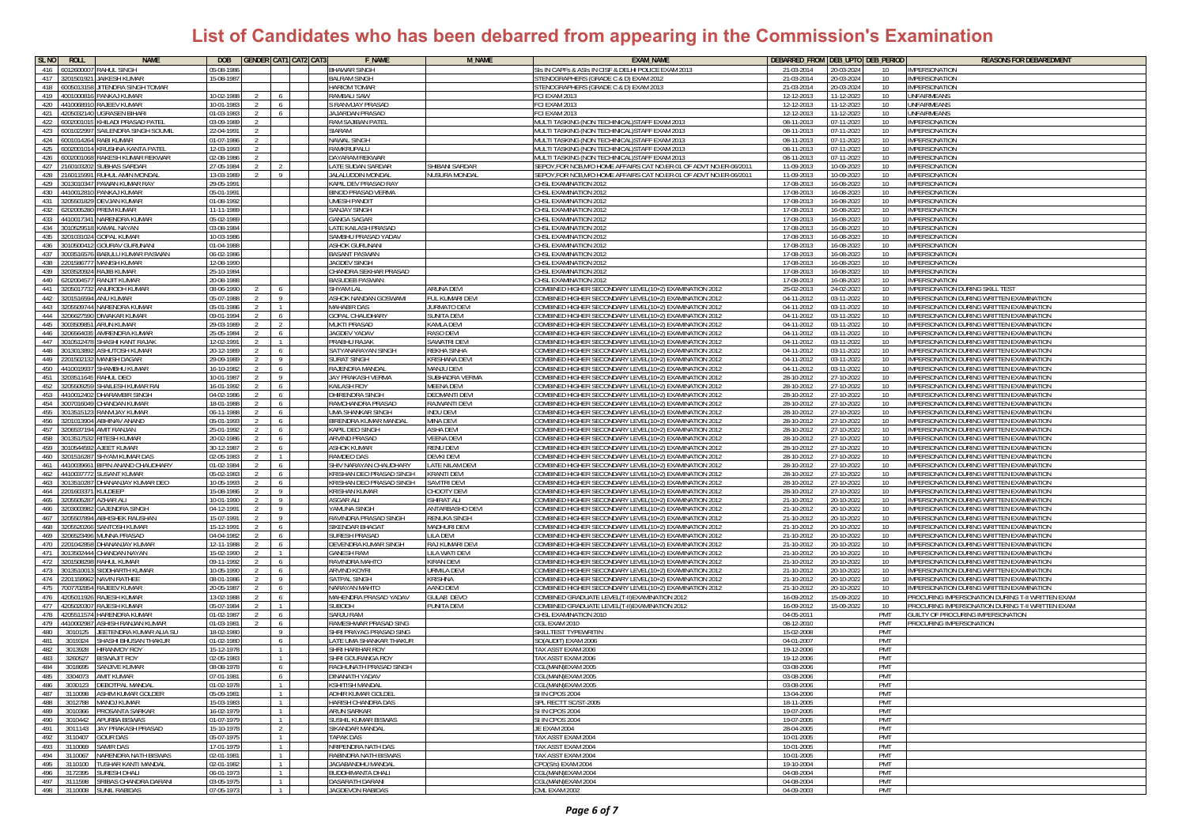# List of Candidates who has been debarred from appearing in the Commission's Examination

| SL NO | ROLL | NAME | DOB | GENDER | CAT1 | CAT2 | CAT3 | F_NAME | M_NAME | EXAM_NAME | DEBARRED_FROM | DEB_UPTO | DEB_PERIOD | REASONS FOR DEBAREDMENT |
|---|---|---|---|---|---|---|---|---|---|---|---|---|---|---|
| 416 | 6012600007 | RAHUL SINGH | 05-08-1986 | | | | | BHAWAR SINGH | | SIs IN CAPFs & ASIs IN CISF & DELHI POLICE EXAM 2013 | 21-03-2014 | 20-03-2024 | 10 | IMPERSONATION |
| 417 | 3201501921 | JAIKESH KUMAR | 15-08-1987 | | | | | BALRAM SINGH | | STENOGRAPHERS (GRADE C & D) EXAM 2012 | 21-03-2014 | 20-03-2024 | 10 | IMPERSONATION |
| 418 | 6005013158 | JITENDRA SINGH TOMAR | | | | | | HARIOM TOMAR | | STENOGRAPHERS (GRADE C & D) EXAM 2013 | 21-03-2014 | 20-03-2024 | 10 | IMPERSONATION |
| 419 | 4001000816 | PANKAJ KUMAR | 10-02-1988 | 2 | 6 | | | RAMBALI SAW | | FCI EXAM 2013 | 12-12-2013 | 11-12-2023 | 10 | UNFAIRMEANS |
| 420 | 4410068910 | RAJEEV KUMAR | 10-01-1983 | 2 | 6 | | | S RANVIJAY PRASAD | | FCI EXAM 2013 | 12-12-2013 | 11-12-2023 | 10 | UNFAIRMEANS |
| 421 | 4205032140 | UGRASEN BIHARI | 01-03-1983 | 2 | 6 | | | JAJARDAN PRASAD | | FCI EXAM 2013 | 12-12-2013 | 11-12-2023 | 10 | UNFAIRMEANS |
| 422 | 6002001015 | KHILADI PRASAD PATEL | 03-09-1989 | 2 | | | | RAM SAJIBAN PATEL | | MULTI TASKING (NON TECHNICAL)STAFF EXAM 2013 | 08-11-2013 | 07-11-2023 | 10 | IMPERSONATION |
| 423 | 6001022997 | SAILENDRA SINGH SOUMIL | 22-04-1991 | 2 | | | | SIARAM | | MULTI TASKING (NON TECHNICAL)STAFF EXAM 2013 | 08-11-2013 | 07-11-2023 | 10 | IMPERSONATION |
| 424 | 6001014264 | RABI KUMAR | 01-07-1986 | 2 | | | | NAWAL SINGH | | MULTI TASKING (NON TECHNICAL)STAFF EXAM 2013 | 08-11-2013 | 07-11-2023 | 10 | IMPERSONATION |
| 425 | 6002001014 | KRUSHNA KANTA PATEL | 12-03-1993 | 2 | | | | RAMKRUPALU | | MULTI TASKING (NON TECHNICAL)STAFF EXAM 2013 | 08-11-2013 | 07-11-2023 | 10 | IMPERSONATION |
| 426 | 6002001068 | RAKESH KUMAR REKWAR | 02-08-1986 | 2 | | | | DAYARAM REKWAR | | MULTI TASKING (NON TECHNICAL)STAFF EXAM 2013 | 08-11-2013 | 07-11-2023 | 10 | IMPERSONATION |
| 427 | 2160103202 | SUBHAS SARDAR | 27-05-1984 | 2 | 2 | | | LATE SUDAN SARDAR | SHIBANI SARDAR | SEPOY,FOR NCB,M/O HOME AFFAIRS CAT NO.ER-01 OF ADVT NO.ER-06/2011 | 11-09-2013 | 10-09-2023 | 10 | IMPERSONATION |
| 428 | 2160115991 | RUHUL AMIN MONDAL | 13-03-1989 | 2 | 9 | | | JALALUDDIN MONDAL | NUSURA MONDAL | SEPOY,FOR NCB,M/O HOME AFFAIRS CAT NO.ER-01 OF ADVT NO.ER-06/2011 | 11-09-2013 | 10-09-2023 | 10 | IMPERSONATION |
| 429 | 3013010347 | PAWAN KUMAR RAY | 29-05-1991 | | | | | KAPIL DEV PRASAD RAY | | CHSL EXAMINATION 2012 | 17-08-2013 | 16-08-2023 | 10 | IMPERSONATION |
| 430 | 4410012810 | PANKAJ KUMAR | 05-01-1991 | | | | | BINOD PRASAD VERMA | | CHSL EXAMINATION 2012 | 17-08-2013 | 16-08-2023 | 10 | IMPERSONATION |
| 431 | 3205501829 | DEVJAN KUMAR | 01-08-1992 | | | | | UMESH PANDIT | | CHSL EXAMINATION 2012 | 17-08-2013 | 16-08-2023 | 10 | IMPERSONATION |
| 432 | 6202005280 | PREM KUMAR | 11-11-1989 | | | | | SANJAY SINGH | | CHSL EXAMINATION 2012 | 17-08-2013 | 16-08-2023 | 10 | IMPERSONATION |
| 433 | 4410017341 | NARENDRA KUMAR | 05-02-1989 | | | | | GANGA SAGAR | | CHSL EXAMINATION 2012 | 17-08-2013 | 16-08-2023 | 10 | IMPERSONATION |
| 434 | 3010529518 | KAMAL NAYAN | 03-08-1984 | | | | | LATE KAILASH PRASAD | | CHSL EXAMINATION 2012 | 17-08-2013 | 16-08-2023 | 10 | IMPERSONATION |
| 435 | 3201031024 | GOPAL KUMAR | 10-03-1986 | | | | | SAMBHU PRASAD YADAV | | CHSL EXAMINATION 2012 | 17-08-2013 | 16-08-2023 | 10 | IMPERSONATION |
| 436 | 3010500412 | GOURAV GURUNANI | 01-04-1988 | | | | | ASHOK GURUNANI | | CHSL EXAMINATION 2012 | 17-08-2013 | 16-08-2023 | 10 | IMPERSONATION |
| 437 | 3003516576 | BABULU KUMAR PASWAN | 06-02-1986 | | | | | BASANT PASWAN | | CHSL EXAMINATION 2012 | 17-08-2013 | 16-08-2023 | 10 | IMPERSONATION |
| 438 | 2201586777 | MANISH KUMAR | 12-08-1990 | | | | | JAGDEV SINGH | | CHSL EXAMINATION 2012 | 17-08-2013 | 16-08-2023 | 10 | IMPERSONATION |
| 439 | 3203520924 | RAJIB KUMAR | 25-10-1984 | | | | | CHANDRA SEKHAR PRASAD | | CHSL EXAMINATION 2012 | 17-08-2013 | 16-08-2023 | 10 | IMPERSONATION |
| 440 | 6202004577 | RANJIT KUMAR | 20-08-1988 | | | | | BASUDEB PASWAN | | CHSL EXAMINATION 2012 | 17-08-2013 | 16-08-2023 | 10 | IMPERSONATION |
| 441 | 3205017732 | ANURODH KUMAR | 08-06-1990 | 2 | 6 | | | SHYAM LAL | ARUNA DEVI | COMBINED HIGHER SECONDARY LEVEL(10+2) EXAMINATION 2012 | 25-02-2013 | 24-02-2023 | 10 | IMPERSONATION DURING SKILL TEST |
| 442 | 3200516594 | ANU KUMAR | 05-07-1988 | 2 | 9 | | | ASHOK NANDAN GOSWAMI | FUL KUMARI DEVI | COMBINED HIGHER SECONDARY LEVEL(10+2) EXAMINATION 2012 | 04-11-2012 | 03-11-2022 | 10 | IMPERSONATION DURING WRITTEN EXAMINATION |
| 443 | 3205509744 | NARENDRA KUMAR | 05-01-1986 | 2 | 1 | | | MAHABIR DAS | JURMATO DEVI | COMBINED HIGHER SECONDARY LEVEL(10+2) EXAMINATION 2012 | 04-11-2012 | 03-11-2022 | 10 | IMPERSONATION DURING WRITTEN EXAMINATION |
| 444 | 3206627590 | DIWAKAR KUMAR | 09-01-1994 | 2 | 6 | | | GOPAL CHAUDHARY | SUNITA DEVI | COMBINED HIGHER SECONDARY LEVEL(10+2) EXAMINATION 2012 | 04-11-2012 | 03-11-2022 | 10 | IMPERSONATION DURING WRITTEN EXAMINATION |
| 445 | 3003509851 | ARUN KUMAR | 29-03-1989 | 2 | 2 | | | MUKTI PRASAD | KAMLA DEVI | COMBINED HIGHER SECONDARY LEVEL(10+2) EXAMINATION 2012 | 04-11-2012 | 03-11-2022 | 10 | IMPERSONATION DURING WRITTEN EXAMINATION |
| 446 | 3206564035 | AMRENDRA KUMAR | 25-05-1984 | 2 | 6 | | | JAGDEV YADAV | RASO DEVI | COMBINED HIGHER SECONDARY LEVEL(10+2) EXAMINATION 2012 | 04-11-2012 | 03-11-2022 | 10 | IMPERSONATION DURING WRITTEN EXAMINATION |
| 447 | 3010512478 | SHASHI KANT RAJAK | 12-02-1991 | 2 | 1 | | | PRABHU RAJAK | SAWATRI DEVI | COMBINED HIGHER SECONDARY LEVEL(10+2) EXAMINATION 2012 | 04-11-2012 | 03-11-2022 | 10 | IMPERSONATION DURING WRITTEN EXAMINATION |
| 448 | 3013013892 | ASHUTOSH KUMAR | 20-12-1989 | 2 | 6 | | | SATYANARAYAN SINGH | REKHA SINHA | COMBINED HIGHER SECONDARY LEVEL(10+2) EXAMINATION 2012 | 04-11-2012 | 03-11-2022 | 10 | IMPERSONATION DURING WRITTEN EXAMINATION |
| 449 | 2201502132 | MANISH DAGAR | 29-09-1989 | 2 | 9 | | | SURAT SINGH | KRISHANA DEVI | COMBINED HIGHER SECONDARY LEVEL(10+2) EXAMINATION 2012 | 04-11-2012 | 03-11-2022 | 10 | IMPERSONATION DURING WRITTEN EXAMINATION |
| 450 | 4410019937 | SHAMBHU KUMAR | 16-10-1982 | 2 | 6 | | | RAJENDRA MANDAL | MANJU DEVI | COMBINED HIGHER SECONDARY LEVEL(10+2) EXAMINATION 2012 | 04-11-2012 | 03-11-2022 | 10 | IMPERSONATION DURING WRITTEN EXAMINATION |
| 451 | 3203511645 | RAHUL DEO | 10-01-1987 | 2 | 9 | | | JAY PRAKASH VERMA | SUBHADRA VERMA | COMBINED HIGHER SECONDARY LEVEL(10+2) EXAMINATION 2012 | 28-10-2012 | 27-10-2022 | 10 | IMPERSONATION DURING WRITTEN EXAMINATION |
| 452 | 3205509259 | SHAILESH KUMAR RAI | 16-01-1992 | 2 | 6 | | | KAILASH ROY | MEENA DEVI | COMBINED HIGHER SECONDARY LEVEL(10+2) EXAMINATION 2012 | 28-10-2012 | 27-10-2022 | 10 | IMPERSONATION DURING WRITTEN EXAMINATION |
| 453 | 4410012402 | DHARAMBIR SINGH | 04-02-1986 | 2 | 6 | | | DHIRENDRA SINGH | DEOMANTI DEVI | COMBINED HIGHER SECONDARY LEVEL(10+2) EXAMINATION 2012 | 28-10-2012 | 27-10-2022 | 10 | IMPERSONATION DURING WRITTEN EXAMINATION |
| 454 | 3007016049 | CHANDAN KUMAR | 18-01-1988 | 2 | 6 | | | RAMCHANDRA PRASAD | RAJWANTI DEVI | COMBINED HIGHER SECONDARY LEVEL(10+2) EXAMINATION 2012 | 28-10-2012 | 27-10-2022 | 10 | IMPERSONATION DURING WRITTEN EXAMINATION |
| 455 | 3013515123 | RANVIJAY KUMAR | 06-11-1988 | 2 | 6 | | | UMA SHANKAR SINGH | INDU DEVI | COMBINED HIGHER SECONDARY LEVEL(10+2) EXAMINATION 2012 | 28-10-2012 | 27-10-2022 | 10 | IMPERSONATION DURING WRITTEN EXAMINATION |
| 456 | 3201013904 | ABHINAV ANAND | 05-01-1993 | 2 | 6 | | | BIRENDRA KUMAR MANDAL | MINA DEVI | COMBINED HIGHER SECONDARY LEVEL(10+2) EXAMINATION 2012 | 28-10-2012 | 27-10-2022 | 10 | IMPERSONATION DURING WRITTEN EXAMINATION |
| 457 | 3206537194 | AMIT RANJAN | 25-01-1992 | 2 | 6 | | | KAPIL DEO SINGH | ASHA DEVI | COMBINED HIGHER SECONDARY LEVEL(10+2) EXAMINATION 2012 | 28-10-2012 | 27-10-2022 | 10 | IMPERSONATION DURING WRITTEN EXAMINATION |
| 458 | 3013517532 | RITESH KUMAR | 20-02-1986 | 2 | 6 | | | ARVIND PRASAD | VEENA DEVI | COMBINED HIGHER SECONDARY LEVEL(10+2) EXAMINATION 2012 | 28-10-2012 | 27-10-2022 | 10 | IMPERSONATION DURING WRITTEN EXAMINATION |
| 459 | 3010544592 | AJEET KUMAR | 30-12-1987 | 2 | 6 | | | ASHOK KUMAR | RENU DEVI | COMBINED HIGHER SECONDARY LEVEL(10+2) EXAMINATION 2012 | 28-10-2012 | 27-10-2022 | 10 | IMPERSONATION DURING WRITTEN EXAMINATION |
| 460 | 3201516287 | SHYAM KUMAR DAS | 02-05-1983 | 2 | 1 | | | RAMDEO DAS | DEVKI DEVI | COMBINED HIGHER SECONDARY LEVEL(10+2) EXAMINATION 2012 | 28-10-2012 | 27-10-2022 | 10 | IMPERSONATION DURING WRITTEN EXAMINATION |
| 461 | 4410039661 | BIPIN ANAND CHAUDHARY | 01-02-1984 | 2 | 6 | | | SHIV NARAYAN CHAUDHARY | LATE NILAM DEVI | COMBINED HIGHER SECONDARY LEVEL(10+2) EXAMINATION 2012 | 28-10-2012 | 27-10-2022 | 10 | IMPERSONATION DURING WRITTEN EXAMINATION |
| 462 | 4410037772 | SUSANT KUMAR | 05-02-1983 | 2 | 6 | | | KRISHAN DEO PRASAD SINGH | KRANTI DEVI | COMBINED HIGHER SECONDARY LEVEL(10+2) EXAMINATION 2012 | 28-10-2012 | 27-10-2022 | 10 | IMPERSONATION DURING WRITTEN EXAMINATION |
| 463 | 3013510287 | DHANANJAY KUMAR DEO | 10-05-1993 | 2 | 6 | | | KRISHAN DEO PRASAD SINGH | SAVITRI DEVI | COMBINED HIGHER SECONDARY LEVEL(10+2) EXAMINATION 2012 | 28-10-2012 | 27-10-2022 | 10 | IMPERSONATION DURING WRITTEN EXAMINATION |
| 464 | 2201603371 | KULDEEP | 15-08-1986 | 2 | 9 | | | KRISHAN KUMAR | CHOOTY DEVI | COMBINED HIGHER SECONDARY LEVEL(10+2) EXAMINATION 2012 | 28-10-2012 | 27-10-2022 | 10 | IMPERSONATION DURING WRITTEN EXAMINATION |
| 465 | 3205505287 | AZHAR ALI | 10-01-1990 | 2 | 9 | | | ASGAR ALI | ISHRAT ALI | COMBINED HIGHER SECONDARY LEVEL(10+2) EXAMINATION 2012 | 21-10-2012 | 20-10-2022 | 10 | IMPERSONATION DURING WRITTEN EXAMINATION |
| 466 | 3203003982 | GAJENDRA SINGH | 04-12-1991 | 2 | 9 | | | YAMUNA SINGH | ANTARBASHO DEVI | COMBINED HIGHER SECONDARY LEVEL(10+2) EXAMINATION 2012 | 21-10-2012 | 20-10-2022 | 10 | IMPERSONATION DURING WRITTEN EXAMINATION |
| 467 | 3205007894 | ABHISHEK RAUSHAN | 15-07-1991 | 2 | 9 | | | RAVINDRA PRASAD SINGH | RENUKA SINGH | COMBINED HIGHER SECONDARY LEVEL(10+2) EXAMINATION 2012 | 21-10-2012 | 20-10-2022 | 10 | IMPERSONATION DURING WRITTEN EXAMINATION |
| 468 | 3205520266 | SANTOSH KUMAR | 15-12-1991 | 2 | 6 | | | SIKENDAR BHAGAT | MADHURI DEVI | COMBINED HIGHER SECONDARY LEVEL(10+2) EXAMINATION 2012 | 21-10-2012 | 20-10-2022 | 10 | IMPERSONATION DURING WRITTEN EXAMINATION |
| 469 | 3206523496 | MUNNA PRASAD | 04-04-1982 | 2 | 6 | | | SURESH PRASAD | LILA DEVI | COMBINED HIGHER SECONDARY LEVEL(10+2) EXAMINATION 2012 | 21-10-2012 | 20-10-2022 | 10 | IMPERSONATION DURING WRITTEN EXAMINATION |
| 470 | 2201042858 | DHANANJAY KUMAR | 12-11-1988 | 2 | 6 | | | DEVENDRA KUMAR SINGH | RAJ KUMARI DEVI | COMBINED HIGHER SECONDARY LEVEL(10+2) EXAMINATION 2012 | 21-10-2012 | 20-10-2022 | 10 | IMPERSONATION DURING WRITTEN EXAMINATION |
| 471 | 3013502444 | CHANDAN NAYAN | 15-02-1993 | 2 | 1 | | | GANESH RAM | LILA WATI DEVI | COMBINED HIGHER SECONDARY LEVEL(10+2) EXAMINATION 2012 | 21-10-2012 | 20-10-2022 | 10 | IMPERSONATION DURING WRITTEN EXAMINATION |
| 472 | 3201508298 | RAHUL KUMAR | 09-11-1992 | 2 | 6 | | | RAVINDRA MAHTO | KIRAN DEVI | COMBINED HIGHER SECONDARY LEVEL(10+2) EXAMINATION 2012 | 21-10-2012 | 20-10-2022 | 10 | IMPERSONATION DURING WRITTEN EXAMINATION |
| 473 | 3013510013 | SIDDHARTH KUMAR | 10-05-1990 | 2 | 6 | | | ARVIND KOYRI | URMILA DEVI | COMBINED HIGHER SECONDARY LEVEL(10+2) EXAMINATION 2012 | 21-10-2012 | 20-10-2022 | 10 | IMPERSONATION DURING WRITTEN EXAMINATION |
| 474 | 2201159962 | NAVIN RATHEE | 08-01-1986 | 2 | 9 | | | SATPAL SINGH | KRISHNA | COMBINED HIGHER SECONDARY LEVEL(10+2) EXAMINATION 2012 | 21-10-2012 | 20-10-2022 | 10 | IMPERSONATION DURING WRITTEN EXAMINATION |
| 475 | 7007702854 | RAJEEV KUMAR | 20-05-1987 | 2 | 6 | | | NARAYAN MAHTO | AANO DEVI | COMBINED HIGHER SECONDARY LEVEL(10+2) EXAMINATION 2012 | 21-10-2012 | 20-10-2022 | 10 | IMPERSONATION DURING WRITTEN EXAMINATION |
| 476 | 4205011926 | RAJESH KUMAR | 13-02-1988 | 2 | 6 | | | MAHENDRA PRASAD YADAV | GULAB DEVO | COMBINED GRADUATE LEVEL(T-II)EXAMINATION 2012 | 16-09-2012 | 15-09-2022 | 10 | PROCURING IMPERSONATION DURING T-II WRITTEN EXAM |
| 477 | 4205020307 | RAJESH KUMAR | 05-07-1984 | 2 | 1 | | | SUBODH | PUNITA DEVI | COMBINED GRADUATE LEVEL(T-II)EXAMINATION 2012 | 16-09-2012 | 15-09-2022 | 10 | PROCURING IMPERSONATION DURING T-II WRITTEN EXAM |
| 478 | 4205511574 | HARENDRA KUMAR | 01-02-1987 | 2 | 6 | | | SARJU RAM | | CHSL EXAMINATION 2010 | 04-05-2011 | | PMT | GUILTY OF PROCURING IMPERSONATION |
| 479 | 4410002987 | ASHISH RANJAN KUMAR | 01-03-1981 | 2 | 6 | | | RAMESHWAR PRASAD SING | | CGL EXAM 2010 | 08-12-2010 | | PMT | PROCURING IMPERSONATION |
| 480 | 3010125 | JEETENDRA KUMAR ALIA SU | 18-02-1980 | | 9 | | | SHRI PRAYAG PRASAD SING | | SKILL TEST TYPEWRITIN | 15-02-2008 | | PMT | |
| 481 | 3019324 | SHASHI BHUSAN THAKUR | 01-02-1980 | | 6 | | | LATE UMA SHANKAR THAKUR | | SO(AUDIT) EXAM 2006 | 04-01-2007 | | PMT | |
| 482 | 3013928 | HIRANMOY ROY | 15-12-1978 | | 1 | | | SHRI HARIHAR ROY | | TAX ASST EXAM 2006 | 19-12-2006 | | PMT | |
| 483 | 3260527 | BISWAJIT ROY | 02-05-1983 | | 1 | | | SHRI GOURANGA ROY | | TAX ASST EXAM 2006 | 19-12-2006 | | PMT | |
| 484 | 3018695 | SANJIVE KUMAR | 08-08-1978 | | 6 | | | RAGHUNATH PRASAD SINGH | | CGL(MAIN)EXAM 2005 | 03-08-2006 | | PMT | |
| 485 | 3304073 | AMIT KUMAR | 07-01-1981 | | 6 | | | DINANATH YADAV | | CGL(MAIN)EXAM 2005 | 03-08-2006 | | PMT | |
| 486 | 3030123 | DEBOTPAL MANDAL | 01-02-1978 | | 1 | | | KSHITISH MANDAL | | CGL(MAIN)EXAM 2005 | 03-08-2006 | | PMT | |
| 487 | 3110098 | ASHIM KUMAR GOLDER | 05-09-1981 | | 1 | | | ADHIR KUMAR GOLDEL | | SI IN CPOS 2004 | 13-04-2006 | | PMT | |
| 488 | 3012788 | MANOJ KUMAR | 15-03-1983 | | 1 | | | HARISH CHANDRA DAS | | SPL RECTT SC/ST-2005 | 18-11-2005 | | PMT | |
| 489 | 3010366 | PROSANTA SARKAR | 16-02-1979 | | 1 | | | ARUN SARKAR | | SI IN CPOS 2004 | 19-07-2005 | | PMT | |
| 490 | 3010442 | APURBA BISWAS | 01-07-1979 | | 1 | | | SUSHIL KUMAR BISWAS | | SI IN CPOS 2004 | 19-07-2005 | | PMT | |
| 491 | 3011143 | JAY PRAKASH PRASAD | 15-10-1978 | | 2 | | | SIKANDAR MANDAL | | JE EXAM 2004 | 28-04-2005 | | PMT | |
| 492 | 3110407 | GOUR DAS | 05-07-1975 | | 1 | | | TAPAK DAS | | TAX ASST EXAM 2004 | 10-01-2005 | | PMT | |
| 493 | 3110069 | SAMIR DAS | 17-01-1979 | | 1 | | | NRIPENDRA NATH DAS | | TAX ASST EXAM 2004 | 10-01-2005 | | PMT | |
| 494 | 3110067 | NARENDRA NATH BISWAS | 02-01-1981 | | 1 | | | RABINDRA NATH BISWAS | | TAX ASST EXAM 2004 | 10-01-2005 | | PMT | |
| 495 | 3110100 | TUSHAR KANTI MANDAL | 02-01-1982 | | 1 | | | JAGABANDHU MANDAL | | CPO(SI's) EXAM 2004 | 19-10-2004 | | PMT | |
| 496 | 3172395 | SURESH DHALI | 09-01-1973 | | 1 | | | BUDDHIMANTA DHALI | | CGL(MAIN)EXAM 2004 | 04-08-2004 | | PMT | |
| 497 | 3111598 | SRIBAS CHANDRA DARANI | 03-05-1975 | | 1 | | | DASARATH DARANI | | CGL(MAIN)EXAM 2004 | 04-08-2004 | | PMT | |
| 498 | 3110008 | SUNIL RABIDAS | 07-05-1973 | | 1 | | | JAGDEVON RABIDAS | | CML EXAM 2002 | 04-09-2003 | | PMT | |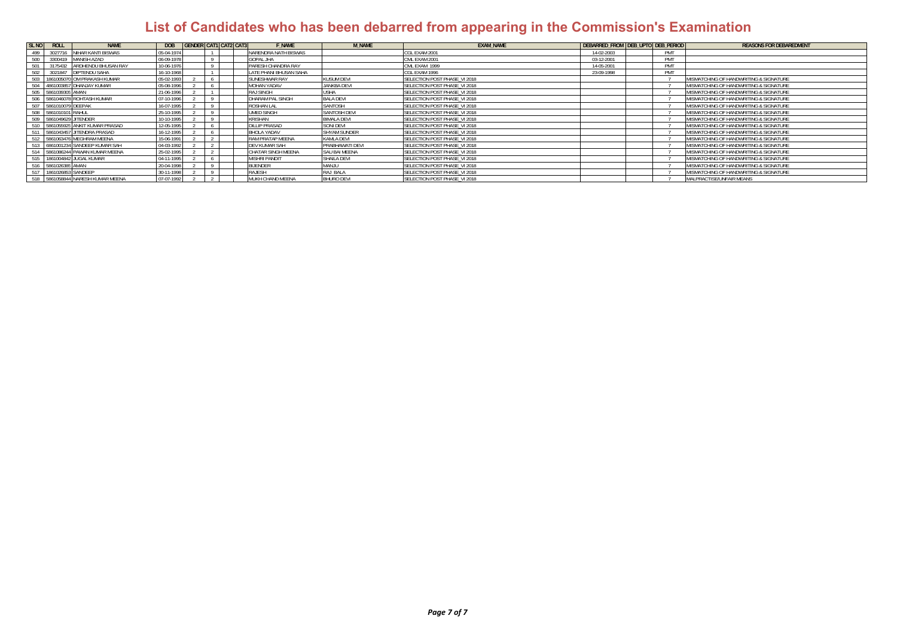# List of Candidates who has been debarred from appearing in the Commission's Examination

| SL NO | ROLL | NAME | DOB | GENDER | CAT1 | CAT2 | CAT3 | F_NAME | M_NAME | EXAM_NAME | DEBARRED_FROM | DEB_UPTO | DEB_PERIOD | REASONS FOR DEBAREDMENT |
|---|---|---|---|---|---|---|---|---|---|---|---|---|---|---|
| 499 | 3027716 | NIHAR KANTI BISWAS | 05-04-1974 | | 1 | | | NARENDRA NATH BISWAS | | CGL EXAM 2001 | 14-02-2003 | | PMT | |
| 500 | 3300419 | MANISH AZAD | 06-09-1978 | | 9 | | | GOPAL JHA | | CIVIL EXAM 2001 | 03-12-2001 | | PMT | |
| 501 | 3175432 | ARDHENDU BHUSAN RAY | 10-06-1976 | | 9 | | | PARESH CHANDRA RAY | | CIVIL EXAM 1999 | 14-05-2001 | | PMT | |
| 502 | 3021847 | DIPTENDU SAHA | 16-10-1968 | | 1 | | | LATE PHANI BHUSAN SAHA | | CGL EXAM 1996 | 23-09-1998 | | PMT | |
| 503 | 1861005070 | OM PRAKASH KUMAR | 05-02-1993 | 2 | 6 | | | SUNESHWAR RAY | KUSUM DEVI | SELECTION POST PHASE_VI 2018 | | | 7 | MISMATCHING OF HANDWRITING & SIGNATURE |
| 504 | 4861003857 | DHANJAY KUMAR | 05-08-1996 | 2 | 6 | | | MOHAN YADAV | JANKBA DEVI | SELECTION POST PHASE_VI 2018 | | | 7 | MISMATCHING OF HANDWRITING & SIGNATURE |
| 505 | 5861039305 | AMAN | 21-06-1996 | 2 | 1 | | | RAJ SINGH | USHA | SELECTION POST PHASE_VI 2018 | | | 7 | MISMATCHING OF HANDWRITING & SIGNATURE |
| 506 | 5861046078 | ROHTASH KUMAR | 07-10-1996 | 2 | 9 | | | DHARAM PAL SINGH | BALA DEVI | SELECTION POST PHASE_VI 2018 | | | 7 | MISMATCHING OF HANDWRITING & SIGNATURE |
| 507 | 5861010079 | DEEPAK | 16-07-1995 | 2 | 9 | | | ROSHAN LAL | SANTOSH | SELECTION POST PHASE_VI 2018 | | | 7 | MISMATCHING OF HANDWRITING & SIGNATURE |
| 508 | 5861010101 | RAHUL | 25-10-1995 | 2 | 9 | | | UMED SINGH | SANTOSH DEVI | SELECTION POST PHASE_VI 2018 | | | 7 | MISMATCHING OF HANDWRITING & SIGNATURE |
| 509 | 5861049629 | JITENDER | 10-10-1995 | 2 | 9 | | | KRISHAN | BIMALA DEVI | SELECTION POST PHASE_VI 2018 | | | 7 | MISMATCHING OF HANDWRITING & SIGNATURE |
| 510 | 5861055925 | ANKIT KUMAR PRASAD | 12-05-1995 | 2 | 6 | | | DILLIP PRASAD | SONI DEVI | SELECTION POST PHASE_VI 2018 | | | 7 | MISMATCHING OF HANDWRITING & SIGNATURE |
| 511 | 5861043457 | JITENDRA PRASAD | 16-12-1995 | 2 | 6 | | | BHOLA YADAV | SHYAM SUNDER | SELECTION POST PHASE_VI 2018 | | | 7 | MISMATCHING OF HANDWRITING & SIGNATURE |
| 512 | 5861063476 | MEGHRAM MEENA | 15-06-1991 | 2 | 2 | | | RAM PRATAP MEENA | KAMLA DEVI | SELECTION POST PHASE_VI 2018 | | | 7 | MISMATCHING OF HANDWRITING & SIGNATURE |
| 513 | 6861001234 | SANDEEP KUMAR SAH | 04-03-1992 | 2 | 2 | | | DEV KUMAR SAH | PRABHAWATI DEVI | SELECTION POST PHASE_VI 2018 | | | 7 | MISMATCHING OF HANDWRITING & SIGNATURE |
| 514 | 5861086244 | PAWAN KUMAR MEENA | 25-02-1995 | 2 | 2 | | | CHATAR SINGH MEENA | SAU BAI MEENA | SELECTION POST PHASE_VI 2018 | | | 7 | MISMATCHING OF HANDWRITING & SIGNATURE |
| 515 | 1861004842 | JUGAL KUMAR | 04-11-1995 | 2 | 6 | | | MISHRI PANDIT | SHAILA DEVI | SELECTION POST PHASE_VI 2018 | | | 7 | MISMATCHING OF HANDWRITING & SIGNATURE |
| 516 | 5861026385 | AMAN | 20-04-1998 | 2 | 9 | | | BIJENDER | MANJU | SELECTION POST PHASE_VI 2018 | | | 7 | MISMATCHING OF HANDWRITING & SIGNATURE |
| 517 | 1861026853 | SANDEEP | 30-11-1998 | 2 | 9 | | | RAJESH | RAJ BALA | SELECTION POST PHASE_VI 2018 | | | 7 | MISMATCHING OF HANDWRITING & SIGNATURE |
| 518 | 5861058844 | NARESH KUMAR MEENA | 07-07-1992 | 2 | 2 | | | MUKH CHAND MEENA | BHURO DEVI | SELECTION POST PHASE_VI 2018 | | | 7 | MALPRACTISE/UNFAIR MEANS |